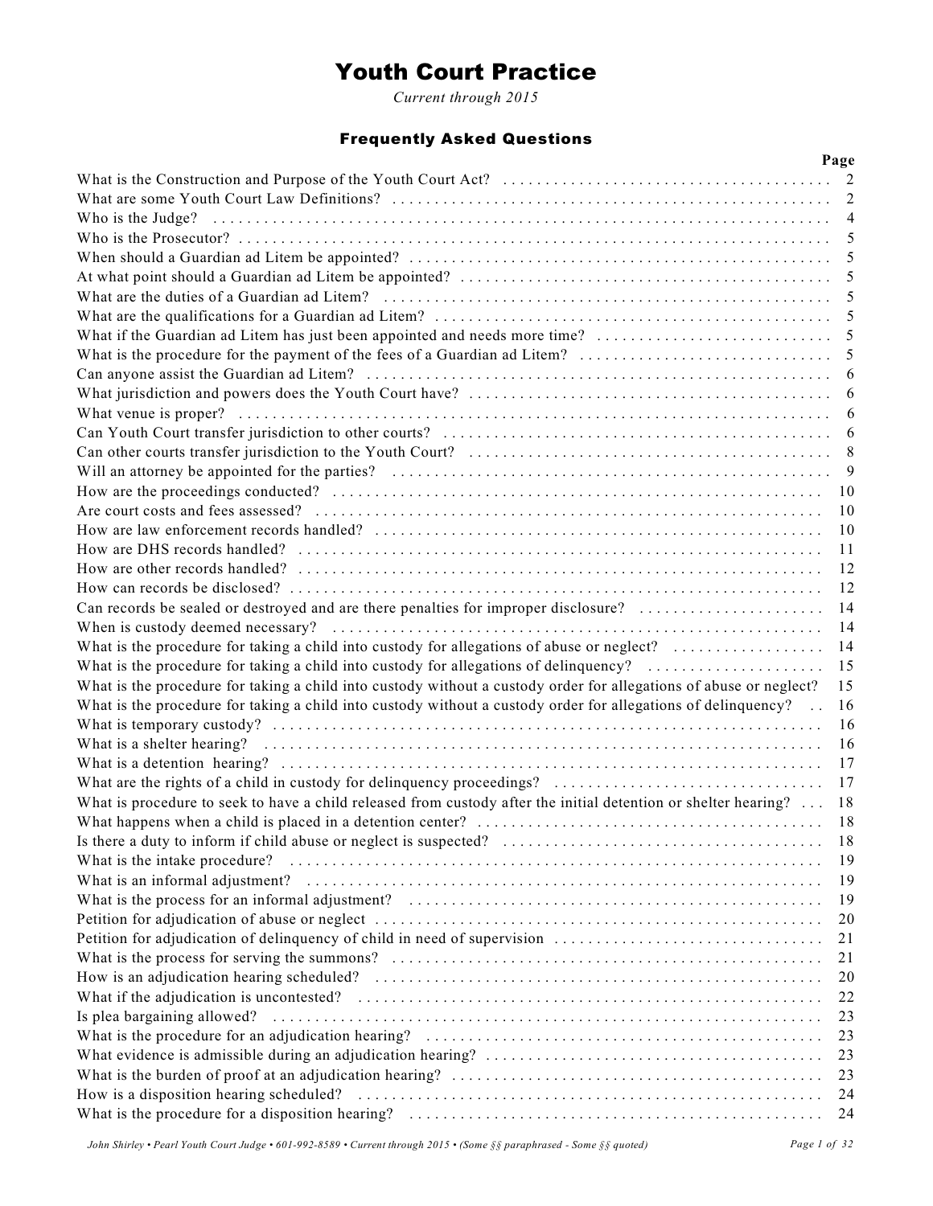# Youth Court Practice

*Current through 2015*

## Frequently Asked Questions

| Question | Page |
|---|---|
| What is the Construction and Purpose of the Youth Court Act? | 2 |
| What are some Youth Court Law Definitions? | 2 |
| Who is the Judge? | 4 |
| Who is the Prosecutor? | 5 |
| When should a Guardian ad Litem be appointed? | 5 |
| At what point should a Guardian ad Litem be appointed? | 5 |
| What are the duties of a Guardian ad Litem? | 5 |
| What are the qualifications for a Guardian ad Litem? | 5 |
| What if the Guardian ad Litem has just been appointed and needs more time? | 5 |
| What is the procedure for the payment of the fees of a Guardian ad Litem? | 5 |
| Can anyone assist the Guardian ad Litem? | 6 |
| What jurisdiction and powers does the Youth Court have? | 6 |
| What venue is proper? | 6 |
| Can Youth Court transfer jurisdiction to other courts? | 6 |
| Can other courts transfer jurisdiction to the Youth Court? | 8 |
| Will an attorney be appointed for the parties? | 9 |
| How are the proceedings conducted? | 10 |
| Are court costs and fees assessed? | 10 |
| How are law enforcement records handled? | 10 |
| How are DHS records handled? | 11 |
| How are other records handled? | 12 |
| How can records be disclosed? | 12 |
| Can records be sealed or destroyed and are there penalties for improper disclosure? | 14 |
| When is custody deemed necessary? | 14 |
| What is the procedure for taking a child into custody for allegations of abuse or neglect? | 14 |
| What is the procedure for taking a child into custody for allegations of delinquency? | 15 |
| What is the procedure for taking a child into custody without a custody order for allegations of abuse or neglect? | 15 |
| What is the procedure for taking a child into custody without a custody order for allegations of delinquency? | 16 |
| What is temporary custody? | 16 |
| What is a shelter hearing? | 16 |
| What is a detention hearing? | 17 |
| What are the rights of a child in custody for delinquency proceedings? | 17 |
| What is procedure to seek to have a child released from custody after the initial detention or shelter hearing? | 18 |
| What happens when a child is placed in a detention center? | 18 |
| Is there a duty to inform if child abuse or neglect is suspected? | 18 |
| What is the intake procedure? | 19 |
| What is an informal adjustment? | 19 |
| What is the process for an informal adjustment? | 19 |
| Petition for adjudication of abuse or neglect | 20 |
| Petition for adjudication of delinquency of child in need of supervision | 21 |
| What is the process for serving the summons? | 21 |
| How is an adjudication hearing scheduled? | 20 |
| What if the adjudication is uncontested? | 22 |
| Is plea bargaining allowed? | 23 |
| What is the procedure for an adjudication hearing? | 23 |
| What evidence is admissible during an adjudication hearing? | 23 |
| What is the burden of proof at an adjudication hearing? | 23 |
| How is a disposition hearing scheduled? | 24 |
| What is the procedure for a disposition hearing? | 24 |

*John Shirley • Pearl Youth Court Judge • 601-992-8589 • Current through 2015 • (Some §§ paraphrased - Some §§ quoted)*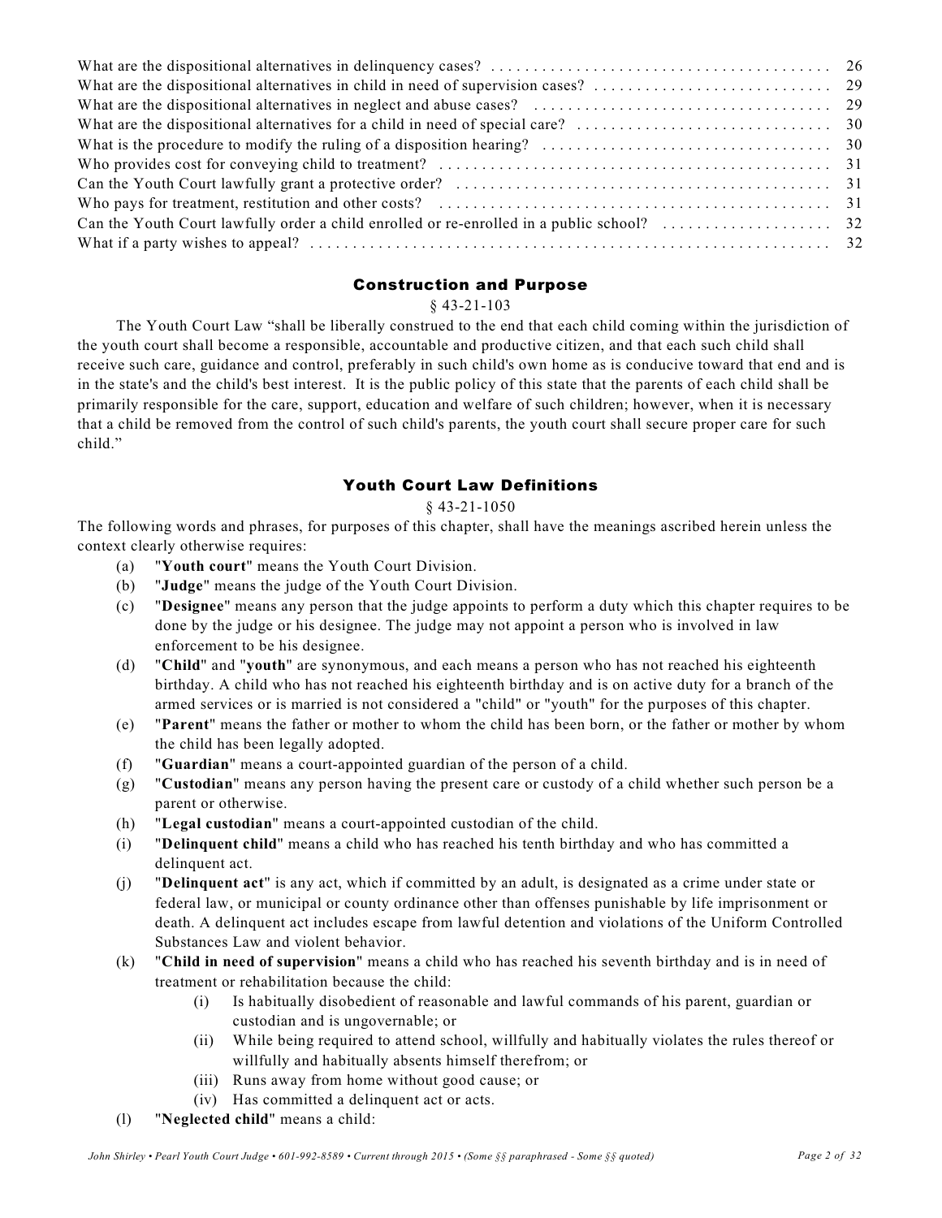What are the dispositional alternatives in delinquency cases? . . . . . . . . . . . . . . . . . . . . . . . . . . . . . . . . . . . . . . . . 26
What are the dispositional alternatives in child in need of supervision cases? . . . . . . . . . . . . . . . . . . . . . . . . . . . 29
What are the dispositional alternatives in neglect and abuse cases? . . . . . . . . . . . . . . . . . . . . . . . . . . . . . . . . . . 29
What are the dispositional alternatives for a child in need of special care? . . . . . . . . . . . . . . . . . . . . . . . . . . . . . 30
What is the procedure to modify the ruling of a disposition hearing? . . . . . . . . . . . . . . . . . . . . . . . . . . . . . . . . . 30
Who provides cost for conveying child to treatment? . . . . . . . . . . . . . . . . . . . . . . . . . . . . . . . . . . . . . . . . . . . . . 31
Can the Youth Court lawfully grant a protective order? . . . . . . . . . . . . . . . . . . . . . . . . . . . . . . . . . . . . . . . . . . . 31
Who pays for treatment, restitution and other costs? . . . . . . . . . . . . . . . . . . . . . . . . . . . . . . . . . . . . . . . . . . . . . 31
Can the Youth Court lawfully order a child enrolled or re-enrolled in a public school? . . . . . . . . . . . . . . . . . . . . 32
What if a party wishes to appeal? . . . . . . . . . . . . . . . . . . . . . . . . . . . . . . . . . . . . . . . . . . . . . . . . . . . . . . . . . . . . 32

## Construction and Purpose

§ 43-21-103

The Youth Court Law "shall be liberally construed to the end that each child coming within the jurisdiction of the youth court shall become a responsible, accountable and productive citizen, and that each such child shall receive such care, guidance and control, preferably in such child's own home as is conducive toward that end and is in the state's and the child's best interest. It is the public policy of this state that the parents of each child shall be primarily responsible for the care, support, education and welfare of such children; however, when it is necessary that a child be removed from the control of such child's parents, the youth court shall secure proper care for such child."

## Youth Court Law Definitions

§ 43-21-1050

The following words and phrases, for purposes of this chapter, shall have the meanings ascribed herein unless the context clearly otherwise requires:

(a) "**Youth court**" means the Youth Court Division.

(b) "**Judge**" means the judge of the Youth Court Division.

(c) "**Designee**" means any person that the judge appoints to perform a duty which this chapter requires to be done by the judge or his designee. The judge may not appoint a person who is involved in law enforcement to be his designee.

(d) "**Child**" and "**youth**" are synonymous, and each means a person who has not reached his eighteenth birthday. A child who has not reached his eighteenth birthday and is on active duty for a branch of the armed services or is married is not considered a "child" or "youth" for the purposes of this chapter.

(e) "**Parent**" means the father or mother to whom the child has been born, or the father or mother by whom the child has been legally adopted.

(f) "**Guardian**" means a court-appointed guardian of the person of a child.

(g) "**Custodian**" means any person having the present care or custody of a child whether such person be a parent or otherwise.

(h) "**Legal custodian**" means a court-appointed custodian of the child.

(i) "**Delinquent child**" means a child who has reached his tenth birthday and who has committed a delinquent act.

(j) "**Delinquent act**" is any act, which if committed by an adult, is designated as a crime under state or federal law, or municipal or county ordinance other than offenses punishable by life imprisonment or death. A delinquent act includes escape from lawful detention and violations of the Uniform Controlled Substances Law and violent behavior.

(k) "**Child in need of supervision**" means a child who has reached his seventh birthday and is in need of treatment or rehabilitation because the child:

  (i) Is habitually disobedient of reasonable and lawful commands of his parent, guardian or custodian and is ungovernable; or

  (ii) While being required to attend school, willfully and habitually violates the rules thereof or willfully and habitually absents himself therefrom; or

  (iii) Runs away from home without good cause; or

  (iv) Has committed a delinquent act or acts.

(l) "**Neglected child**" means a child: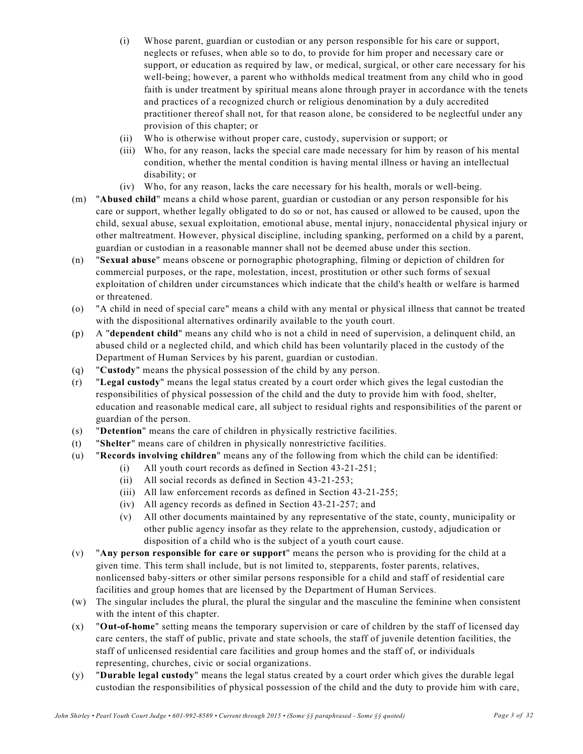(i) Whose parent, guardian or custodian or any person responsible for his care or support, neglects or refuses, when able so to do, to provide for him proper and necessary care or support, or education as required by law, or medical, surgical, or other care necessary for his well-being; however, a parent who withholds medical treatment from any child who in good faith is under treatment by spiritual means alone through prayer in accordance with the tenets and practices of a recognized church or religious denomination by a duly accredited practitioner thereof shall not, for that reason alone, be considered to be neglectful under any provision of this chapter; or

(ii) Who is otherwise without proper care, custody, supervision or support; or

(iii) Who, for any reason, lacks the special care made necessary for him by reason of his mental condition, whether the mental condition is having mental illness or having an intellectual disability; or

(iv) Who, for any reason, lacks the care necessary for his health, morals or well-being.

(m) "**Abused child**" means a child whose parent, guardian or custodian or any person responsible for his care or support, whether legally obligated to do so or not, has caused or allowed to be caused, upon the child, sexual abuse, sexual exploitation, emotional abuse, mental injury, nonaccidental physical injury or other maltreatment. However, physical discipline, including spanking, performed on a child by a parent, guardian or custodian in a reasonable manner shall not be deemed abuse under this section.

(n) "**Sexual abuse**" means obscene or pornographic photographing, filming or depiction of children for commercial purposes, or the rape, molestation, incest, prostitution or other such forms of sexual exploitation of children under circumstances which indicate that the child's health or welfare is harmed or threatened.

(o) "A child in need of special care" means a child with any mental or physical illness that cannot be treated with the dispositional alternatives ordinarily available to the youth court.

(p) A "**dependent child**" means any child who is not a child in need of supervision, a delinquent child, an abused child or a neglected child, and which child has been voluntarily placed in the custody of the Department of Human Services by his parent, guardian or custodian.

(q) "**Custody**" means the physical possession of the child by any person.

(r) "**Legal custody**" means the legal status created by a court order which gives the legal custodian the responsibilities of physical possession of the child and the duty to provide him with food, shelter, education and reasonable medical care, all subject to residual rights and responsibilities of the parent or guardian of the person.

(s) "**Detention**" means the care of children in physically restrictive facilities.

(t) "**Shelter**" means care of children in physically nonrestrictive facilities.

(u) "**Records involving children**" means any of the following from which the child can be identified:

(i) All youth court records as defined in Section 43-21-251;

(ii) All social records as defined in Section 43-21-253;

(iii) All law enforcement records as defined in Section 43-21-255;

(iv) All agency records as defined in Section 43-21-257; and

(v) All other documents maintained by any representative of the state, county, municipality or other public agency insofar as they relate to the apprehension, custody, adjudication or disposition of a child who is the subject of a youth court cause.

(v) "**Any person responsible for care or support**" means the person who is providing for the child at a given time. This term shall include, but is not limited to, stepparents, foster parents, relatives, nonlicensed baby-sitters or other similar persons responsible for a child and staff of residential care facilities and group homes that are licensed by the Department of Human Services.

(w) The singular includes the plural, the plural the singular and the masculine the feminine when consistent with the intent of this chapter.

(x) "**Out-of-home**" setting means the temporary supervision or care of children by the staff of licensed day care centers, the staff of public, private and state schools, the staff of juvenile detention facilities, the staff of unlicensed residential care facilities and group homes and the staff of, or individuals representing, churches, civic or social organizations.

(y) "**Durable legal custody**" means the legal status created by a court order which gives the durable legal custodian the responsibilities of physical possession of the child and the duty to provide him with care,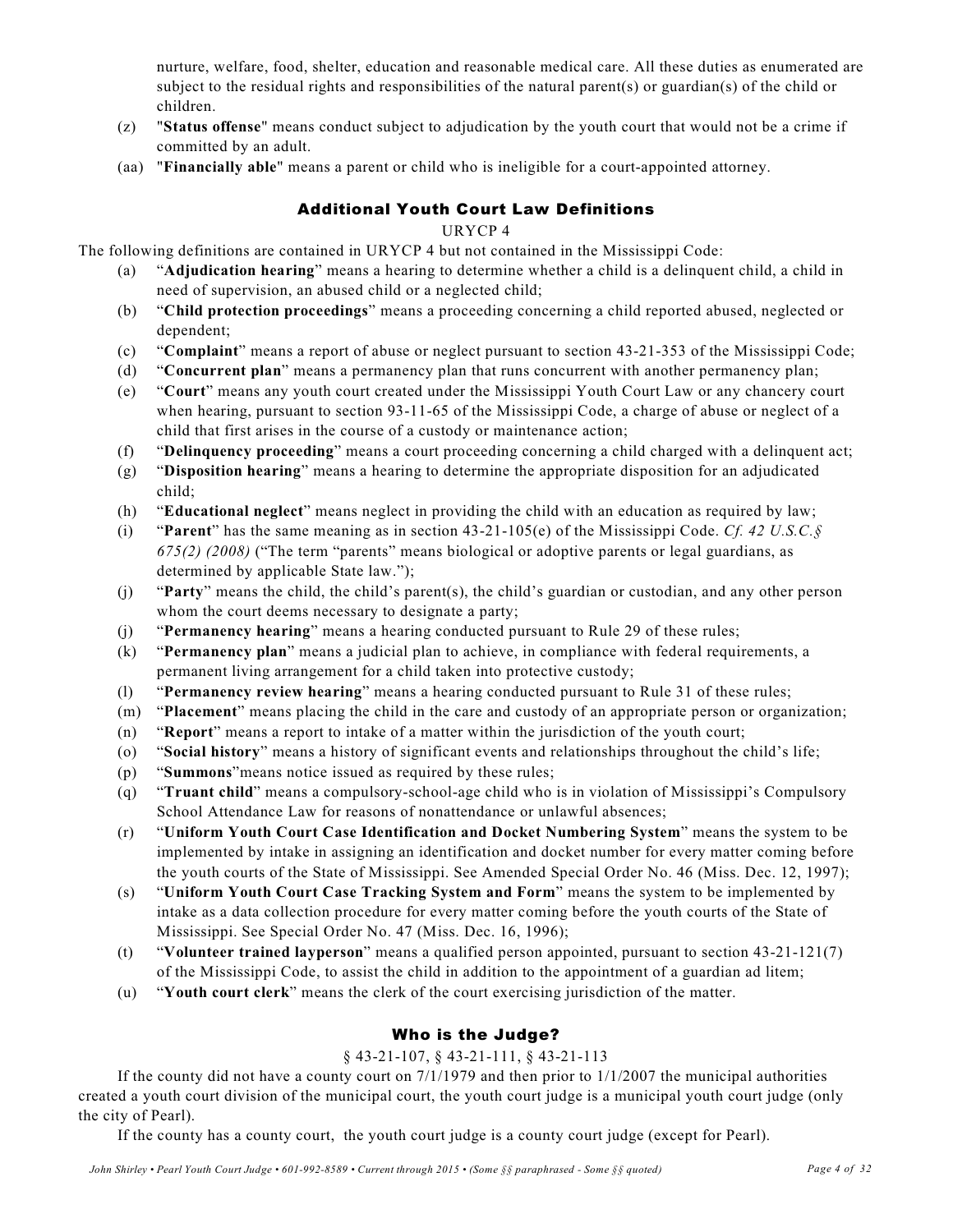nurture, welfare, food, shelter, education and reasonable medical care. All these duties as enumerated are subject to the residual rights and responsibilities of the natural parent(s) or guardian(s) of the child or children.

(z) "**Status offense**" means conduct subject to adjudication by the youth court that would not be a crime if committed by an adult.

(aa) "**Financially able**" means a parent or child who is ineligible for a court-appointed attorney.

## Additional Youth Court Law Definitions

URYCP 4

The following definitions are contained in URYCP 4 but not contained in the Mississippi Code:

(a) "**Adjudication hearing**" means a hearing to determine whether a child is a delinquent child, a child in need of supervision, an abused child or a neglected child;

(b) "**Child protection proceedings**" means a proceeding concerning a child reported abused, neglected or dependent;

(c) "**Complaint**" means a report of abuse or neglect pursuant to section 43-21-353 of the Mississippi Code;

(d) "**Concurrent plan**" means a permanency plan that runs concurrent with another permanency plan;

(e) "**Court**" means any youth court created under the Mississippi Youth Court Law or any chancery court when hearing, pursuant to section 93-11-65 of the Mississippi Code, a charge of abuse or neglect of a child that first arises in the course of a custody or maintenance action;

(f) "**Delinquency proceeding**" means a court proceeding concerning a child charged with a delinquent act;

(g) "**Disposition hearing**" means a hearing to determine the appropriate disposition for an adjudicated child;

(h) "**Educational neglect**" means neglect in providing the child with an education as required by law;

(i) "**Parent**" has the same meaning as in section 43-21-105(e) of the Mississippi Code. *Cf. 42 U.S.C.§ 675(2) (2008)* ("The term "parents" means biological or adoptive parents or legal guardians, as determined by applicable State law.");

(j) "**Party**" means the child, the child's parent(s), the child's guardian or custodian, and any other person whom the court deems necessary to designate a party;

(j) "**Permanency hearing**" means a hearing conducted pursuant to Rule 29 of these rules;

(k) "**Permanency plan**" means a judicial plan to achieve, in compliance with federal requirements, a permanent living arrangement for a child taken into protective custody;

(l) "**Permanency review hearing**" means a hearing conducted pursuant to Rule 31 of these rules;

(m) "**Placement**" means placing the child in the care and custody of an appropriate person or organization;

(n) "**Report**" means a report to intake of a matter within the jurisdiction of the youth court;

(o) "**Social history**" means a history of significant events and relationships throughout the child's life;

(p) "**Summons**"means notice issued as required by these rules;

(q) "**Truant child**" means a compulsory-school-age child who is in violation of Mississippi's Compulsory School Attendance Law for reasons of nonattendance or unlawful absences;

(r) "**Uniform Youth Court Case Identification and Docket Numbering System**" means the system to be implemented by intake in assigning an identification and docket number for every matter coming before the youth courts of the State of Mississippi. See Amended Special Order No. 46 (Miss. Dec. 12, 1997);

(s) "**Uniform Youth Court Case Tracking System and Form**" means the system to be implemented by intake as a data collection procedure for every matter coming before the youth courts of the State of Mississippi. See Special Order No. 47 (Miss. Dec. 16, 1996);

(t) "**Volunteer trained layperson**" means a qualified person appointed, pursuant to section 43-21-121(7) of the Mississippi Code, to assist the child in addition to the appointment of a guardian ad litem;

(u) "**Youth court clerk**" means the clerk of the court exercising jurisdiction of the matter.

## Who is the Judge?

§ 43-21-107, § 43-21-111, § 43-21-113

If the county did not have a county court on 7/1/1979 and then prior to 1/1/2007 the municipal authorities created a youth court division of the municipal court, the youth court judge is a municipal youth court judge (only the city of Pearl).

If the county has a county court, the youth court judge is a county court judge (except for Pearl).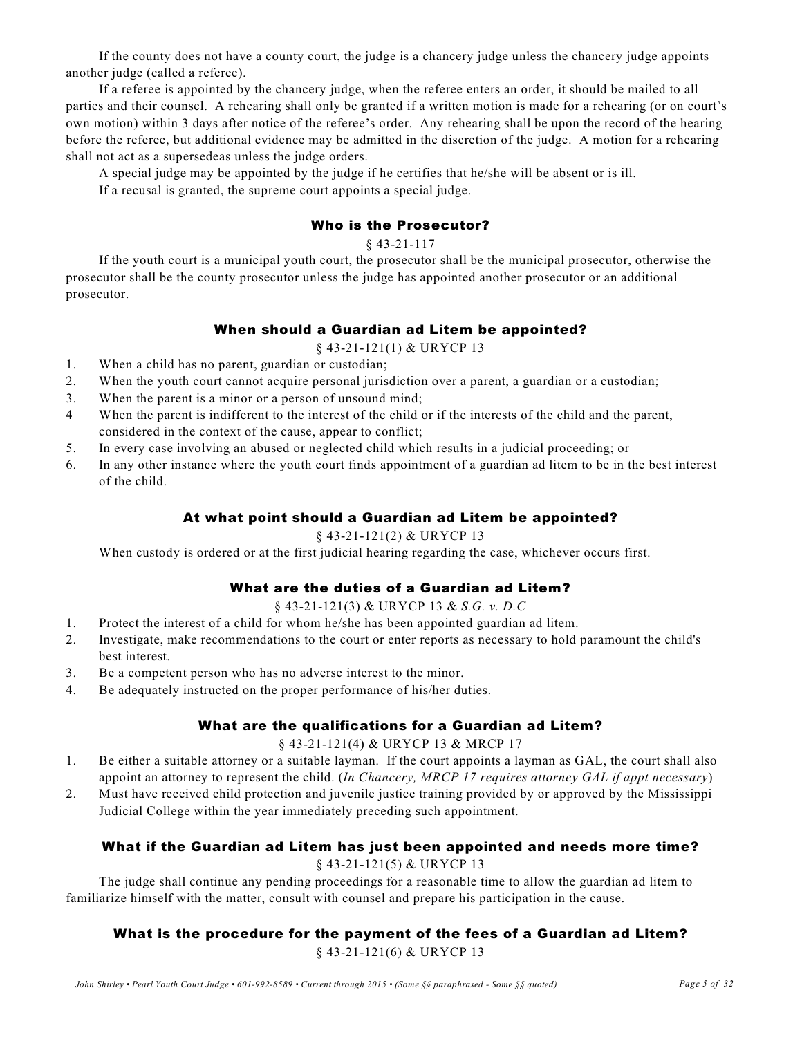If the county does not have a county court, the judge is a chancery judge unless the chancery judge appoints another judge (called a referee).

If a referee is appointed by the chancery judge, when the referee enters an order, it should be mailed to all parties and their counsel. A rehearing shall only be granted if a written motion is made for a rehearing (or on court's own motion) within 3 days after notice of the referee's order. Any rehearing shall be upon the record of the hearing before the referee, but additional evidence may be admitted in the discretion of the judge. A motion for a rehearing shall not act as a supersedeas unless the judge orders.

A special judge may be appointed by the judge if he certifies that he/she will be absent or is ill.

If a recusal is granted, the supreme court appoints a special judge.

### Who is the Prosecutor?

§ 43-21-117

If the youth court is a municipal youth court, the prosecutor shall be the municipal prosecutor, otherwise the prosecutor shall be the county prosecutor unless the judge has appointed another prosecutor or an additional prosecutor.

### When should a Guardian ad Litem be appointed?

§ 43-21-121(1) & URYCP 13

1. When a child has no parent, guardian or custodian;
2. When the youth court cannot acquire personal jurisdiction over a parent, a guardian or a custodian;
3. When the parent is a minor or a person of unsound mind;
4. When the parent is indifferent to the interest of the child or if the interests of the child and the parent, considered in the context of the cause, appear to conflict;
5. In every case involving an abused or neglected child which results in a judicial proceeding; or
6. In any other instance where the youth court finds appointment of a guardian ad litem to be in the best interest of the child.

### At what point should a Guardian ad Litem be appointed?

§ 43-21-121(2) & URYCP 13

When custody is ordered or at the first judicial hearing regarding the case, whichever occurs first.

### What are the duties of a Guardian ad Litem?

§ 43-21-121(3) & URYCP 13 & *S.G. v. D.C*

1. Protect the interest of a child for whom he/she has been appointed guardian ad litem.
2. Investigate, make recommendations to the court or enter reports as necessary to hold paramount the child's best interest.
3. Be a competent person who has no adverse interest to the minor.
4. Be adequately instructed on the proper performance of his/her duties.

### What are the qualifications for a Guardian ad Litem?

§ 43-21-121(4) & URYCP 13 & MRCP 17

1. Be either a suitable attorney or a suitable layman. If the court appoints a layman as GAL, the court shall also appoint an attorney to represent the child. (*In Chancery, MRCP 17 requires attorney GAL if appt necessary*)
2. Must have received child protection and juvenile justice training provided by or approved by the Mississippi Judicial College within the year immediately preceding such appointment.

### What if the Guardian ad Litem has just been appointed and needs more time?

§ 43-21-121(5) & URYCP 13

The judge shall continue any pending proceedings for a reasonable time to allow the guardian ad litem to familiarize himself with the matter, consult with counsel and prepare his participation in the cause.

### What is the procedure for the payment of the fees of a Guardian ad Litem?

§ 43-21-121(6) & URYCP 13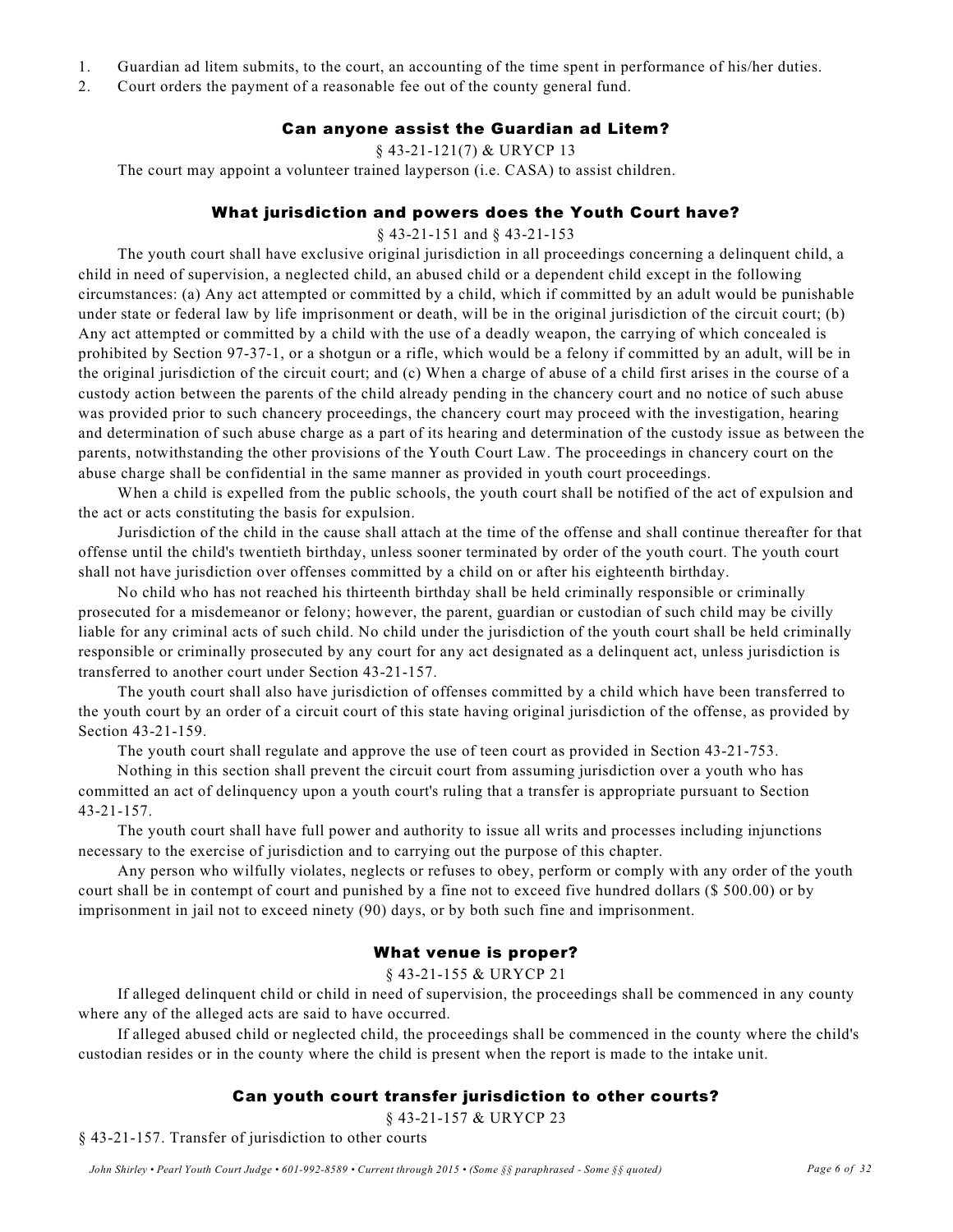1. Guardian ad litem submits, to the court, an accounting of the time spent in performance of his/her duties.
2. Court orders the payment of a reasonable fee out of the county general fund.

### Can anyone assist the Guardian ad Litem?

§ 43-21-121(7) & URYCP 13

The court may appoint a volunteer trained layperson (i.e. CASA) to assist children.

### What jurisdiction and powers does the Youth Court have?

§ 43-21-151 and § 43-21-153

The youth court shall have exclusive original jurisdiction in all proceedings concerning a delinquent child, a child in need of supervision, a neglected child, an abused child or a dependent child except in the following circumstances: (a) Any act attempted or committed by a child, which if committed by an adult would be punishable under state or federal law by life imprisonment or death, will be in the original jurisdiction of the circuit court; (b) Any act attempted or committed by a child with the use of a deadly weapon, the carrying of which concealed is prohibited by Section 97-37-1, or a shotgun or a rifle, which would be a felony if committed by an adult, will be in the original jurisdiction of the circuit court; and (c) When a charge of abuse of a child first arises in the course of a custody action between the parents of the child already pending in the chancery court and no notice of such abuse was provided prior to such chancery proceedings, the chancery court may proceed with the investigation, hearing and determination of such abuse charge as a part of its hearing and determination of the custody issue as between the parents, notwithstanding the other provisions of the Youth Court Law. The proceedings in chancery court on the abuse charge shall be confidential in the same manner as provided in youth court proceedings.

When a child is expelled from the public schools, the youth court shall be notified of the act of expulsion and the act or acts constituting the basis for expulsion.

Jurisdiction of the child in the cause shall attach at the time of the offense and shall continue thereafter for that offense until the child's twentieth birthday, unless sooner terminated by order of the youth court. The youth court shall not have jurisdiction over offenses committed by a child on or after his eighteenth birthday.

No child who has not reached his thirteenth birthday shall be held criminally responsible or criminally prosecuted for a misdemeanor or felony; however, the parent, guardian or custodian of such child may be civilly liable for any criminal acts of such child. No child under the jurisdiction of the youth court shall be held criminally responsible or criminally prosecuted by any court for any act designated as a delinquent act, unless jurisdiction is transferred to another court under Section 43-21-157.

The youth court shall also have jurisdiction of offenses committed by a child which have been transferred to the youth court by an order of a circuit court of this state having original jurisdiction of the offense, as provided by Section 43-21-159.

The youth court shall regulate and approve the use of teen court as provided in Section 43-21-753.

Nothing in this section shall prevent the circuit court from assuming jurisdiction over a youth who has committed an act of delinquency upon a youth court's ruling that a transfer is appropriate pursuant to Section 43-21-157.

The youth court shall have full power and authority to issue all writs and processes including injunctions necessary to the exercise of jurisdiction and to carrying out the purpose of this chapter.

Any person who wilfully violates, neglects or refuses to obey, perform or comply with any order of the youth court shall be in contempt of court and punished by a fine not to exceed five hundred dollars ($ 500.00) or by imprisonment in jail not to exceed ninety (90) days, or by both such fine and imprisonment.

### What venue is proper?

§ 43-21-155 & URYCP 21

If alleged delinquent child or child in need of supervision, the proceedings shall be commenced in any county where any of the alleged acts are said to have occurred.

If alleged abused child or neglected child, the proceedings shall be commenced in the county where the child's custodian resides or in the county where the child is present when the report is made to the intake unit.

### Can youth court transfer jurisdiction to other courts?

§ 43-21-157 & URYCP 23

§ 43-21-157. Transfer of jurisdiction to other courts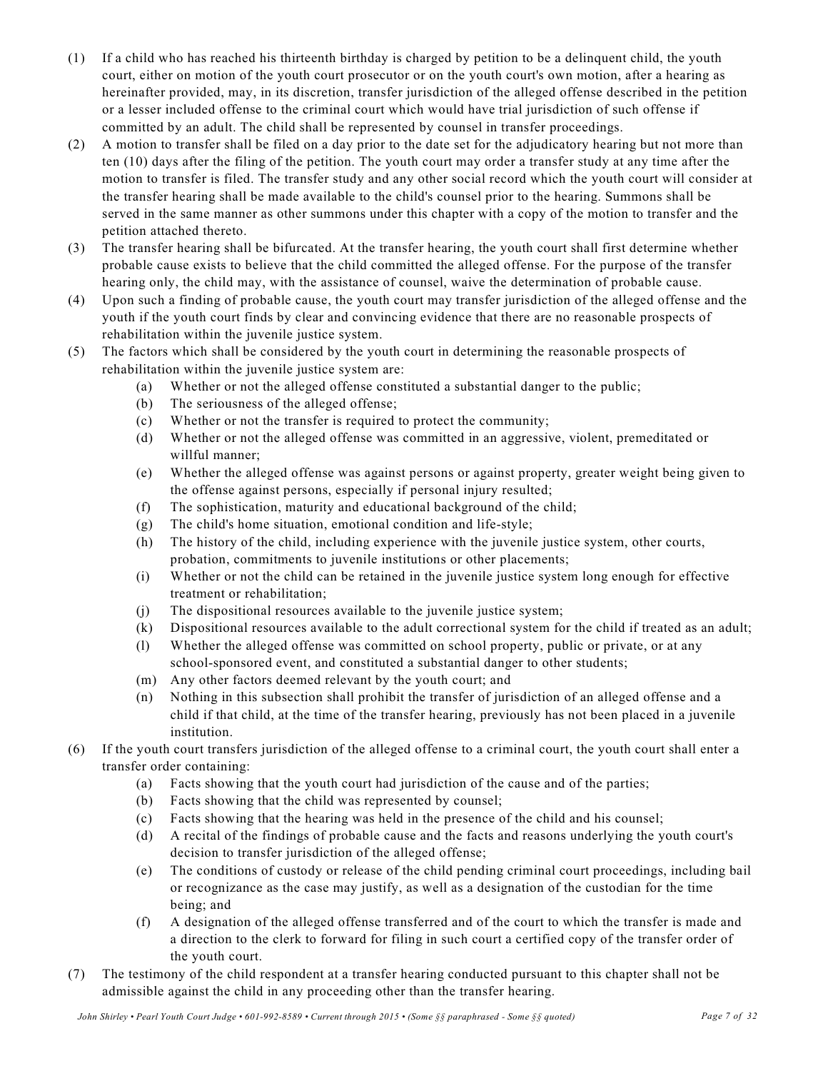(1) If a child who has reached his thirteenth birthday is charged by petition to be a delinquent child, the youth court, either on motion of the youth court prosecutor or on the youth court's own motion, after a hearing as hereinafter provided, may, in its discretion, transfer jurisdiction of the alleged offense described in the petition or a lesser included offense to the criminal court which would have trial jurisdiction of such offense if committed by an adult. The child shall be represented by counsel in transfer proceedings.

(2) A motion to transfer shall be filed on a day prior to the date set for the adjudicatory hearing but not more than ten (10) days after the filing of the petition. The youth court may order a transfer study at any time after the motion to transfer is filed. The transfer study and any other social record which the youth court will consider at the transfer hearing shall be made available to the child's counsel prior to the hearing. Summons shall be served in the same manner as other summons under this chapter with a copy of the motion to transfer and the petition attached thereto.

(3) The transfer hearing shall be bifurcated. At the transfer hearing, the youth court shall first determine whether probable cause exists to believe that the child committed the alleged offense. For the purpose of the transfer hearing only, the child may, with the assistance of counsel, waive the determination of probable cause.

(4) Upon such a finding of probable cause, the youth court may transfer jurisdiction of the alleged offense and the youth if the youth court finds by clear and convincing evidence that there are no reasonable prospects of rehabilitation within the juvenile justice system.

(5) The factors which shall be considered by the youth court in determining the reasonable prospects of rehabilitation within the juvenile justice system are:
   - (a) Whether or not the alleged offense constituted a substantial danger to the public;
   - (b) The seriousness of the alleged offense;
   - (c) Whether or not the transfer is required to protect the community;
   - (d) Whether or not the alleged offense was committed in an aggressive, violent, premeditated or willful manner;
   - (e) Whether the alleged offense was against persons or against property, greater weight being given to the offense against persons, especially if personal injury resulted;
   - (f) The sophistication, maturity and educational background of the child;
   - (g) The child's home situation, emotional condition and life-style;
   - (h) The history of the child, including experience with the juvenile justice system, other courts, probation, commitments to juvenile institutions or other placements;
   - (i) Whether or not the child can be retained in the juvenile justice system long enough for effective treatment or rehabilitation;
   - (j) The dispositional resources available to the juvenile justice system;
   - (k) Dispositional resources available to the adult correctional system for the child if treated as an adult;
   - (l) Whether the alleged offense was committed on school property, public or private, or at any school-sponsored event, and constituted a substantial danger to other students;
   - (m) Any other factors deemed relevant by the youth court; and
   - (n) Nothing in this subsection shall prohibit the transfer of jurisdiction of an alleged offense and a child if that child, at the time of the transfer hearing, previously has not been placed in a juvenile institution.

(6) If the youth court transfers jurisdiction of the alleged offense to a criminal court, the youth court shall enter a transfer order containing:
   - (a) Facts showing that the youth court had jurisdiction of the cause and of the parties;
   - (b) Facts showing that the child was represented by counsel;
   - (c) Facts showing that the hearing was held in the presence of the child and his counsel;
   - (d) A recital of the findings of probable cause and the facts and reasons underlying the youth court's decision to transfer jurisdiction of the alleged offense;
   - (e) The conditions of custody or release of the child pending criminal court proceedings, including bail or recognizance as the case may justify, as well as a designation of the custodian for the time being; and
   - (f) A designation of the alleged offense transferred and of the court to which the transfer is made and a direction to the clerk to forward for filing in such court a certified copy of the transfer order of the youth court.

(7) The testimony of the child respondent at a transfer hearing conducted pursuant to this chapter shall not be admissible against the child in any proceeding other than the transfer hearing.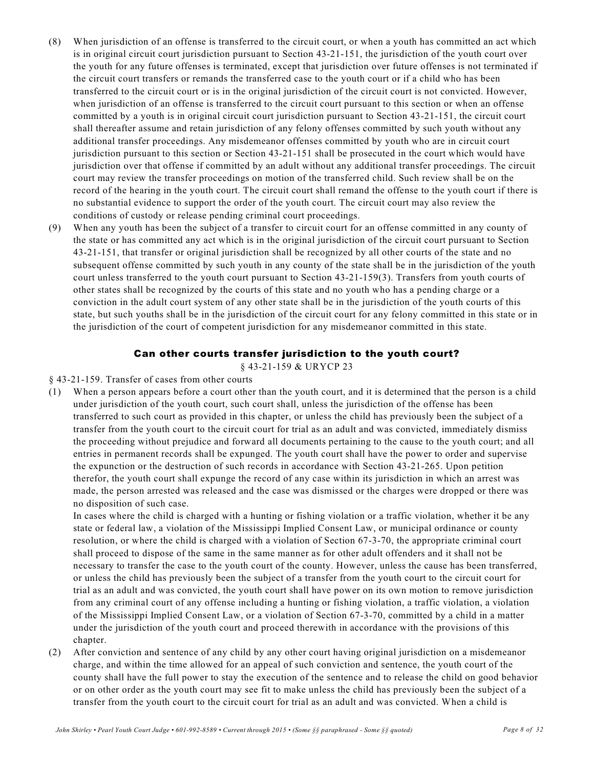(8) When jurisdiction of an offense is transferred to the circuit court, or when a youth has committed an act which is in original circuit court jurisdiction pursuant to Section 43-21-151, the jurisdiction of the youth court over the youth for any future offenses is terminated, except that jurisdiction over future offenses is not terminated if the circuit court transfers or remands the transferred case to the youth court or if a child who has been transferred to the circuit court or is in the original jurisdiction of the circuit court is not convicted. However, when jurisdiction of an offense is transferred to the circuit court pursuant to this section or when an offense committed by a youth is in original circuit court jurisdiction pursuant to Section 43-21-151, the circuit court shall thereafter assume and retain jurisdiction of any felony offenses committed by such youth without any additional transfer proceedings. Any misdemeanor offenses committed by youth who are in circuit court jurisdiction pursuant to this section or Section 43-21-151 shall be prosecuted in the court which would have jurisdiction over that offense if committed by an adult without any additional transfer proceedings. The circuit court may review the transfer proceedings on motion of the transferred child. Such review shall be on the record of the hearing in the youth court. The circuit court shall remand the offense to the youth court if there is no substantial evidence to support the order of the youth court. The circuit court may also review the conditions of custody or release pending criminal court proceedings.

(9) When any youth has been the subject of a transfer to circuit court for an offense committed in any county of the state or has committed any act which is in the original jurisdiction of the circuit court pursuant to Section 43-21-151, that transfer or original jurisdiction shall be recognized by all other courts of the state and no subsequent offense committed by such youth in any county of the state shall be in the jurisdiction of the youth court unless transferred to the youth court pursuant to Section 43-21-159(3). Transfers from youth courts of other states shall be recognized by the courts of this state and no youth who has a pending charge or a conviction in the adult court system of any other state shall be in the jurisdiction of the youth courts of this state, but such youths shall be in the jurisdiction of the circuit court for any felony committed in this state or in the jurisdiction of the court of competent jurisdiction for any misdemeanor committed in this state.

## Can other courts transfer jurisdiction to the youth court?

§ 43-21-159 & URYCP 23

§ 43-21-159. Transfer of cases from other courts

(1) When a person appears before a court other than the youth court, and it is determined that the person is a child under jurisdiction of the youth court, such court shall, unless the jurisdiction of the offense has been transferred to such court as provided in this chapter, or unless the child has previously been the subject of a transfer from the youth court to the circuit court for trial as an adult and was convicted, immediately dismiss the proceeding without prejudice and forward all documents pertaining to the cause to the youth court; and all entries in permanent records shall be expunged. The youth court shall have the power to order and supervise the expunction or the destruction of such records in accordance with Section 43-21-265. Upon petition therefor, the youth court shall expunge the record of any case within its jurisdiction in which an arrest was made, the person arrested was released and the case was dismissed or the charges were dropped or there was no disposition of such case.

In cases where the child is charged with a hunting or fishing violation or a traffic violation, whether it be any state or federal law, a violation of the Mississippi Implied Consent Law, or municipal ordinance or county resolution, or where the child is charged with a violation of Section 67-3-70, the appropriate criminal court shall proceed to dispose of the same in the same manner as for other adult offenders and it shall not be necessary to transfer the case to the youth court of the county. However, unless the cause has been transferred, or unless the child has previously been the subject of a transfer from the youth court to the circuit court for trial as an adult and was convicted, the youth court shall have power on its own motion to remove jurisdiction from any criminal court of any offense including a hunting or fishing violation, a traffic violation, a violation of the Mississippi Implied Consent Law, or a violation of Section 67-3-70, committed by a child in a matter under the jurisdiction of the youth court and proceed therewith in accordance with the provisions of this chapter.

(2) After conviction and sentence of any child by any other court having original jurisdiction on a misdemeanor charge, and within the time allowed for an appeal of such conviction and sentence, the youth court of the county shall have the full power to stay the execution of the sentence and to release the child on good behavior or on other order as the youth court may see fit to make unless the child has previously been the subject of a transfer from the youth court to the circuit court for trial as an adult and was convicted. When a child is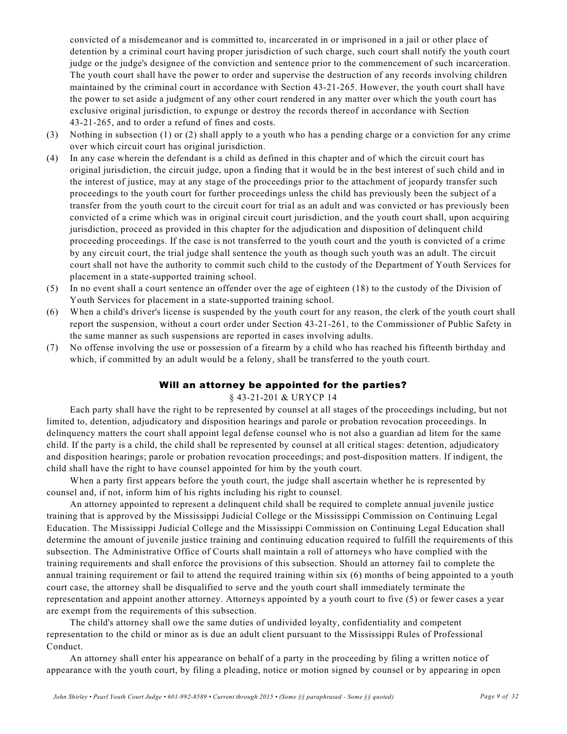convicted of a misdemeanor and is committed to, incarcerated in or imprisoned in a jail or other place of detention by a criminal court having proper jurisdiction of such charge, such court shall notify the youth court judge or the judge's designee of the conviction and sentence prior to the commencement of such incarceration. The youth court shall have the power to order and supervise the destruction of any records involving children maintained by the criminal court in accordance with Section 43-21-265. However, the youth court shall have the power to set aside a judgment of any other court rendered in any matter over which the youth court has exclusive original jurisdiction, to expunge or destroy the records thereof in accordance with Section 43-21-265, and to order a refund of fines and costs.

(3) Nothing in subsection (1) or (2) shall apply to a youth who has a pending charge or a conviction for any crime over which circuit court has original jurisdiction.

(4) In any case wherein the defendant is a child as defined in this chapter and of which the circuit court has original jurisdiction, the circuit judge, upon a finding that it would be in the best interest of such child and in the interest of justice, may at any stage of the proceedings prior to the attachment of jeopardy transfer such proceedings to the youth court for further proceedings unless the child has previously been the subject of a transfer from the youth court to the circuit court for trial as an adult and was convicted or has previously been convicted of a crime which was in original circuit court jurisdiction, and the youth court shall, upon acquiring jurisdiction, proceed as provided in this chapter for the adjudication and disposition of delinquent child proceeding proceedings. If the case is not transferred to the youth court and the youth is convicted of a crime by any circuit court, the trial judge shall sentence the youth as though such youth was an adult. The circuit court shall not have the authority to commit such child to the custody of the Department of Youth Services for placement in a state-supported training school.

(5) In no event shall a court sentence an offender over the age of eighteen (18) to the custody of the Division of Youth Services for placement in a state-supported training school.

(6) When a child's driver's license is suspended by the youth court for any reason, the clerk of the youth court shall report the suspension, without a court order under Section 43-21-261, to the Commissioner of Public Safety in the same manner as such suspensions are reported in cases involving adults.

(7) No offense involving the use or possession of a firearm by a child who has reached his fifteenth birthday and which, if committed by an adult would be a felony, shall be transferred to the youth court.

## Will an attorney be appointed for the parties?

§ 43-21-201 & URYCP 14

Each party shall have the right to be represented by counsel at all stages of the proceedings including, but not limited to, detention, adjudicatory and disposition hearings and parole or probation revocation proceedings. In delinquency matters the court shall appoint legal defense counsel who is not also a guardian ad litem for the same child. If the party is a child, the child shall be represented by counsel at all critical stages: detention, adjudicatory and disposition hearings; parole or probation revocation proceedings; and post-disposition matters. If indigent, the child shall have the right to have counsel appointed for him by the youth court.

When a party first appears before the youth court, the judge shall ascertain whether he is represented by counsel and, if not, inform him of his rights including his right to counsel.

An attorney appointed to represent a delinquent child shall be required to complete annual juvenile justice training that is approved by the Mississippi Judicial College or the Mississippi Commission on Continuing Legal Education. The Mississippi Judicial College and the Mississippi Commission on Continuing Legal Education shall determine the amount of juvenile justice training and continuing education required to fulfill the requirements of this subsection. The Administrative Office of Courts shall maintain a roll of attorneys who have complied with the training requirements and shall enforce the provisions of this subsection. Should an attorney fail to complete the annual training requirement or fail to attend the required training within six (6) months of being appointed to a youth court case, the attorney shall be disqualified to serve and the youth court shall immediately terminate the representation and appoint another attorney. Attorneys appointed by a youth court to five (5) or fewer cases a year are exempt from the requirements of this subsection.

The child's attorney shall owe the same duties of undivided loyalty, confidentiality and competent representation to the child or minor as is due an adult client pursuant to the Mississippi Rules of Professional Conduct.

An attorney shall enter his appearance on behalf of a party in the proceeding by filing a written notice of appearance with the youth court, by filing a pleading, notice or motion signed by counsel or by appearing in open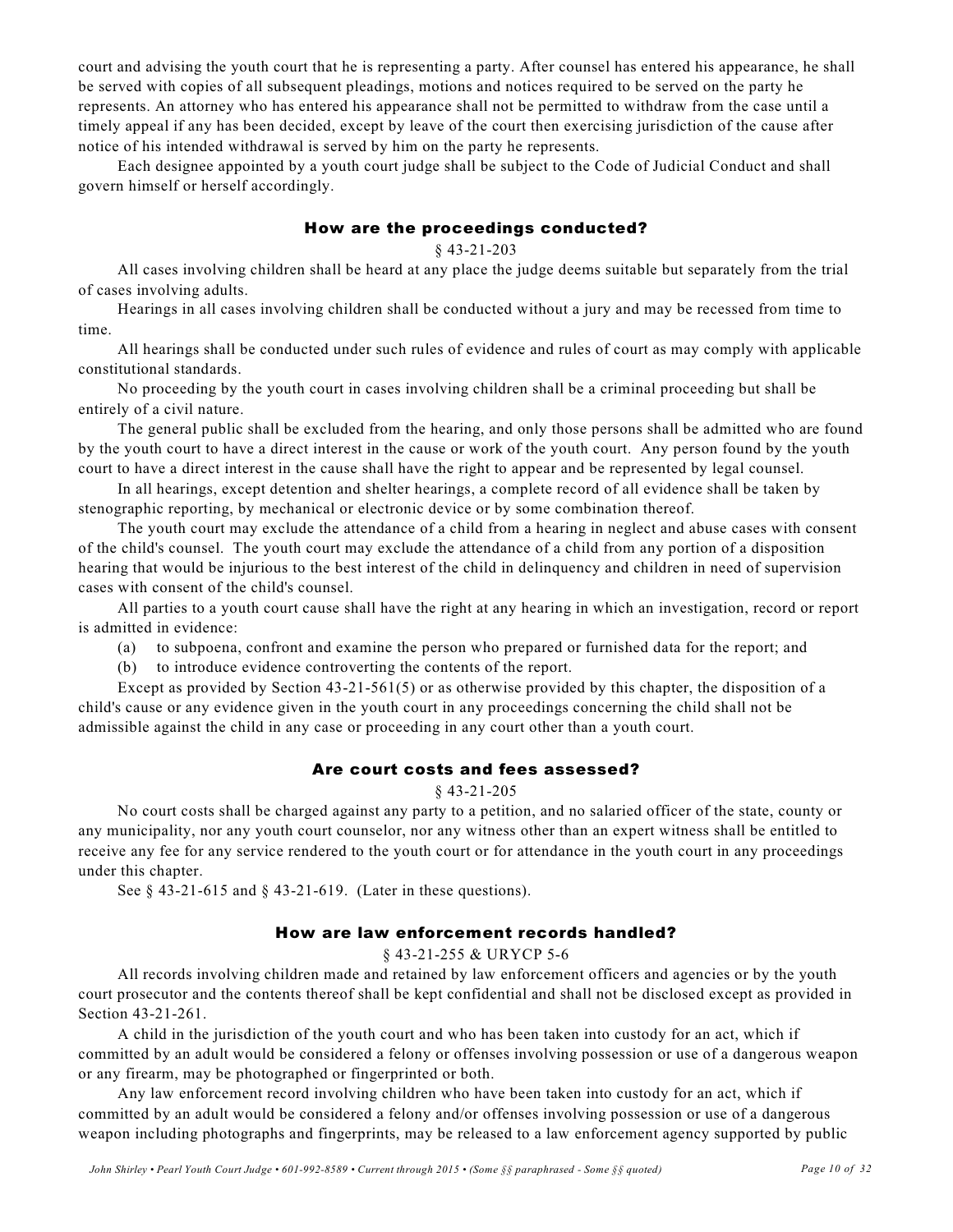court and advising the youth court that he is representing a party. After counsel has entered his appearance, he shall be served with copies of all subsequent pleadings, motions and notices required to be served on the party he represents. An attorney who has entered his appearance shall not be permitted to withdraw from the case until a timely appeal if any has been decided, except by leave of the court then exercising jurisdiction of the cause after notice of his intended withdrawal is served by him on the party he represents.

Each designee appointed by a youth court judge shall be subject to the Code of Judicial Conduct and shall govern himself or herself accordingly.

## How are the proceedings conducted?

§ 43-21-203

All cases involving children shall be heard at any place the judge deems suitable but separately from the trial of cases involving adults.

Hearings in all cases involving children shall be conducted without a jury and may be recessed from time to time.

All hearings shall be conducted under such rules of evidence and rules of court as may comply with applicable constitutional standards.

No proceeding by the youth court in cases involving children shall be a criminal proceeding but shall be entirely of a civil nature.

The general public shall be excluded from the hearing, and only those persons shall be admitted who are found by the youth court to have a direct interest in the cause or work of the youth court. Any person found by the youth court to have a direct interest in the cause shall have the right to appear and be represented by legal counsel.

In all hearings, except detention and shelter hearings, a complete record of all evidence shall be taken by stenographic reporting, by mechanical or electronic device or by some combination thereof.

The youth court may exclude the attendance of a child from a hearing in neglect and abuse cases with consent of the child's counsel. The youth court may exclude the attendance of a child from any portion of a disposition hearing that would be injurious to the best interest of the child in delinquency and children in need of supervision cases with consent of the child's counsel.

All parties to a youth court cause shall have the right at any hearing in which an investigation, record or report is admitted in evidence:

(a) to subpoena, confront and examine the person who prepared or furnished data for the report; and

(b) to introduce evidence controverting the contents of the report.

Except as provided by Section 43-21-561(5) or as otherwise provided by this chapter, the disposition of a child's cause or any evidence given in the youth court in any proceedings concerning the child shall not be admissible against the child in any case or proceeding in any court other than a youth court.

## Are court costs and fees assessed?

§ 43-21-205

No court costs shall be charged against any party to a petition, and no salaried officer of the state, county or any municipality, nor any youth court counselor, nor any witness other than an expert witness shall be entitled to receive any fee for any service rendered to the youth court or for attendance in the youth court in any proceedings under this chapter.

See § 43-21-615 and § 43-21-619. (Later in these questions).

## How are law enforcement records handled?

§ 43-21-255 & URYCP 5-6

All records involving children made and retained by law enforcement officers and agencies or by the youth court prosecutor and the contents thereof shall be kept confidential and shall not be disclosed except as provided in Section 43-21-261.

A child in the jurisdiction of the youth court and who has been taken into custody for an act, which if committed by an adult would be considered a felony or offenses involving possession or use of a dangerous weapon or any firearm, may be photographed or fingerprinted or both.

Any law enforcement record involving children who have been taken into custody for an act, which if committed by an adult would be considered a felony and/or offenses involving possession or use of a dangerous weapon including photographs and fingerprints, may be released to a law enforcement agency supported by public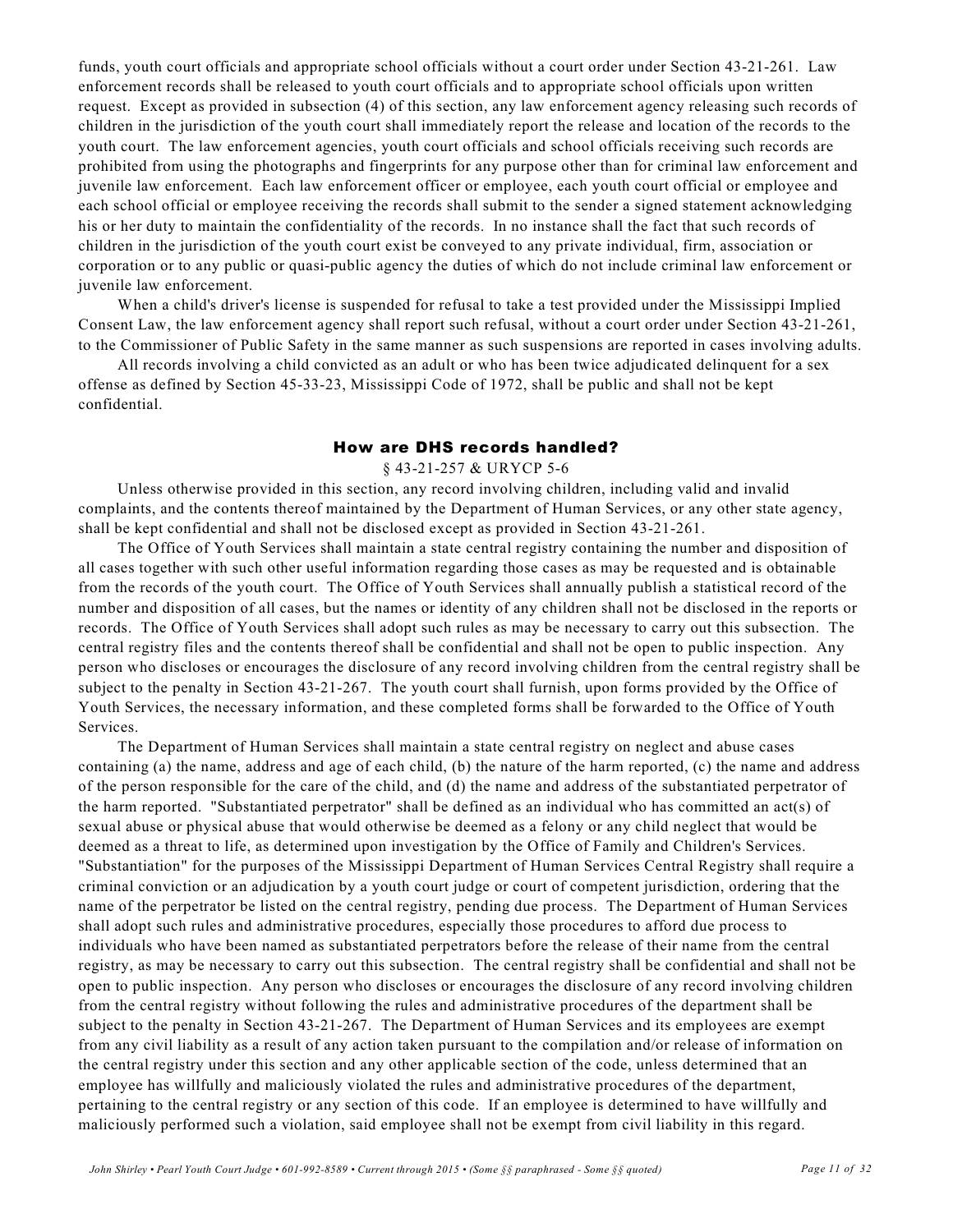funds, youth court officials and appropriate school officials without a court order under Section 43-21-261. Law enforcement records shall be released to youth court officials and to appropriate school officials upon written request. Except as provided in subsection (4) of this section, any law enforcement agency releasing such records of children in the jurisdiction of the youth court shall immediately report the release and location of the records to the youth court. The law enforcement agencies, youth court officials and school officials receiving such records are prohibited from using the photographs and fingerprints for any purpose other than for criminal law enforcement and juvenile law enforcement. Each law enforcement officer or employee, each youth court official or employee and each school official or employee receiving the records shall submit to the sender a signed statement acknowledging his or her duty to maintain the confidentiality of the records. In no instance shall the fact that such records of children in the jurisdiction of the youth court exist be conveyed to any private individual, firm, association or corporation or to any public or quasi-public agency the duties of which do not include criminal law enforcement or juvenile law enforcement.

When a child's driver's license is suspended for refusal to take a test provided under the Mississippi Implied Consent Law, the law enforcement agency shall report such refusal, without a court order under Section 43-21-261, to the Commissioner of Public Safety in the same manner as such suspensions are reported in cases involving adults.

All records involving a child convicted as an adult or who has been twice adjudicated delinquent for a sex offense as defined by Section 45-33-23, Mississippi Code of 1972, shall be public and shall not be kept confidential.

## How are DHS records handled?

§ 43-21-257 & URYCP 5-6

Unless otherwise provided in this section, any record involving children, including valid and invalid complaints, and the contents thereof maintained by the Department of Human Services, or any other state agency, shall be kept confidential and shall not be disclosed except as provided in Section 43-21-261.

The Office of Youth Services shall maintain a state central registry containing the number and disposition of all cases together with such other useful information regarding those cases as may be requested and is obtainable from the records of the youth court. The Office of Youth Services shall annually publish a statistical record of the number and disposition of all cases, but the names or identity of any children shall not be disclosed in the reports or records. The Office of Youth Services shall adopt such rules as may be necessary to carry out this subsection. The central registry files and the contents thereof shall be confidential and shall not be open to public inspection. Any person who discloses or encourages the disclosure of any record involving children from the central registry shall be subject to the penalty in Section 43-21-267. The youth court shall furnish, upon forms provided by the Office of Youth Services, the necessary information, and these completed forms shall be forwarded to the Office of Youth Services.

The Department of Human Services shall maintain a state central registry on neglect and abuse cases containing (a) the name, address and age of each child, (b) the nature of the harm reported, (c) the name and address of the person responsible for the care of the child, and (d) the name and address of the substantiated perpetrator of the harm reported. "Substantiated perpetrator" shall be defined as an individual who has committed an act(s) of sexual abuse or physical abuse that would otherwise be deemed as a felony or any child neglect that would be deemed as a threat to life, as determined upon investigation by the Office of Family and Children's Services. "Substantiation" for the purposes of the Mississippi Department of Human Services Central Registry shall require a criminal conviction or an adjudication by a youth court judge or court of competent jurisdiction, ordering that the name of the perpetrator be listed on the central registry, pending due process. The Department of Human Services shall adopt such rules and administrative procedures, especially those procedures to afford due process to individuals who have been named as substantiated perpetrators before the release of their name from the central registry, as may be necessary to carry out this subsection. The central registry shall be confidential and shall not be open to public inspection. Any person who discloses or encourages the disclosure of any record involving children from the central registry without following the rules and administrative procedures of the department shall be subject to the penalty in Section 43-21-267. The Department of Human Services and its employees are exempt from any civil liability as a result of any action taken pursuant to the compilation and/or release of information on the central registry under this section and any other applicable section of the code, unless determined that an employee has willfully and maliciously violated the rules and administrative procedures of the department, pertaining to the central registry or any section of this code. If an employee is determined to have willfully and maliciously performed such a violation, said employee shall not be exempt from civil liability in this regard.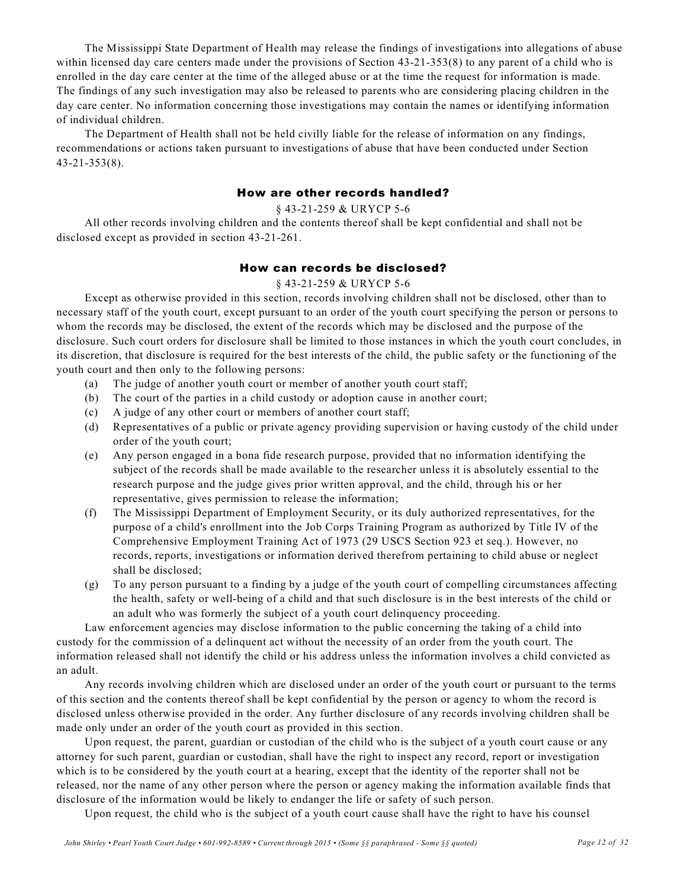The Mississippi State Department of Health may release the findings of investigations into allegations of abuse within licensed day care centers made under the provisions of Section 43-21-353(8) to any parent of a child who is enrolled in the day care center at the time of the alleged abuse or at the time the request for information is made. The findings of any such investigation may also be released to parents who are considering placing children in the day care center. No information concerning those investigations may contain the names or identifying information of individual children.

The Department of Health shall not be held civilly liable for the release of information on any findings, recommendations or actions taken pursuant to investigations of abuse that have been conducted under Section 43-21-353(8).

### How are other records handled?

§ 43-21-259 & URYCP 5-6

All other records involving children and the contents thereof shall be kept confidential and shall not be disclosed except as provided in section 43-21-261.

### How can records be disclosed?

§ 43-21-259 & URYCP 5-6

Except as otherwise provided in this section, records involving children shall not be disclosed, other than to necessary staff of the youth court, except pursuant to an order of the youth court specifying the person or persons to whom the records may be disclosed, the extent of the records which may be disclosed and the purpose of the disclosure. Such court orders for disclosure shall be limited to those instances in which the youth court concludes, in its discretion, that disclosure is required for the best interests of the child, the public safety or the functioning of the youth court and then only to the following persons:

(a) The judge of another youth court or member of another youth court staff;
(b) The court of the parties in a child custody or adoption cause in another court;
(c) A judge of any other court or members of another court staff;
(d) Representatives of a public or private agency providing supervision or having custody of the child under order of the youth court;
(e) Any person engaged in a bona fide research purpose, provided that no information identifying the subject of the records shall be made available to the researcher unless it is absolutely essential to the research purpose and the judge gives prior written approval, and the child, through his or her representative, gives permission to release the information;
(f) The Mississippi Department of Employment Security, or its duly authorized representatives, for the purpose of a child's enrollment into the Job Corps Training Program as authorized by Title IV of the Comprehensive Employment Training Act of 1973 (29 USCS Section 923 et seq.). However, no records, reports, investigations or information derived therefrom pertaining to child abuse or neglect shall be disclosed;
(g) To any person pursuant to a finding by a judge of the youth court of compelling circumstances affecting the health, safety or well-being of a child and that such disclosure is in the best interests of the child or an adult who was formerly the subject of a youth court delinquency proceeding.

Law enforcement agencies may disclose information to the public concerning the taking of a child into custody for the commission of a delinquent act without the necessity of an order from the youth court. The information released shall not identify the child or his address unless the information involves a child convicted as an adult.

Any records involving children which are disclosed under an order of the youth court or pursuant to the terms of this section and the contents thereof shall be kept confidential by the person or agency to whom the record is disclosed unless otherwise provided in the order. Any further disclosure of any records involving children shall be made only under an order of the youth court as provided in this section.

Upon request, the parent, guardian or custodian of the child who is the subject of a youth court cause or any attorney for such parent, guardian or custodian, shall have the right to inspect any record, report or investigation which is to be considered by the youth court at a hearing, except that the identity of the reporter shall not be released, nor the name of any other person where the person or agency making the information available finds that disclosure of the information would be likely to endanger the life or safety of such person.

Upon request, the child who is the subject of a youth court cause shall have the right to have his counsel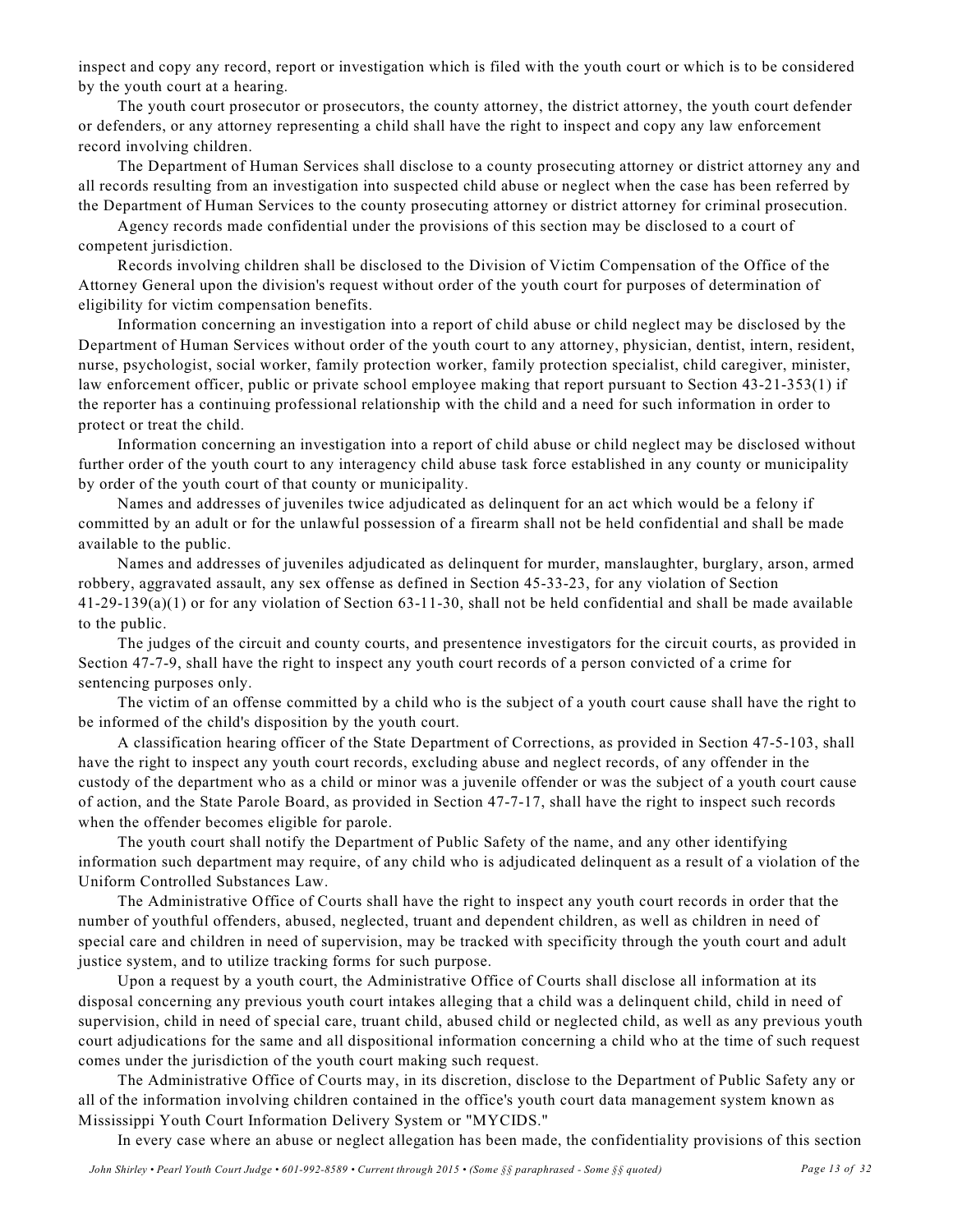inspect and copy any record, report or investigation which is filed with the youth court or which is to be considered by the youth court at a hearing.

The youth court prosecutor or prosecutors, the county attorney, the district attorney, the youth court defender or defenders, or any attorney representing a child shall have the right to inspect and copy any law enforcement record involving children.

The Department of Human Services shall disclose to a county prosecuting attorney or district attorney any and all records resulting from an investigation into suspected child abuse or neglect when the case has been referred by the Department of Human Services to the county prosecuting attorney or district attorney for criminal prosecution.

Agency records made confidential under the provisions of this section may be disclosed to a court of competent jurisdiction.

Records involving children shall be disclosed to the Division of Victim Compensation of the Office of the Attorney General upon the division's request without order of the youth court for purposes of determination of eligibility for victim compensation benefits.

Information concerning an investigation into a report of child abuse or child neglect may be disclosed by the Department of Human Services without order of the youth court to any attorney, physician, dentist, intern, resident, nurse, psychologist, social worker, family protection worker, family protection specialist, child caregiver, minister, law enforcement officer, public or private school employee making that report pursuant to Section 43-21-353(1) if the reporter has a continuing professional relationship with the child and a need for such information in order to protect or treat the child.

Information concerning an investigation into a report of child abuse or child neglect may be disclosed without further order of the youth court to any interagency child abuse task force established in any county or municipality by order of the youth court of that county or municipality.

Names and addresses of juveniles twice adjudicated as delinquent for an act which would be a felony if committed by an adult or for the unlawful possession of a firearm shall not be held confidential and shall be made available to the public.

Names and addresses of juveniles adjudicated as delinquent for murder, manslaughter, burglary, arson, armed robbery, aggravated assault, any sex offense as defined in Section 45-33-23, for any violation of Section 41-29-139(a)(1) or for any violation of Section 63-11-30, shall not be held confidential and shall be made available to the public.

The judges of the circuit and county courts, and presentence investigators for the circuit courts, as provided in Section 47-7-9, shall have the right to inspect any youth court records of a person convicted of a crime for sentencing purposes only.

The victim of an offense committed by a child who is the subject of a youth court cause shall have the right to be informed of the child's disposition by the youth court.

A classification hearing officer of the State Department of Corrections, as provided in Section 47-5-103, shall have the right to inspect any youth court records, excluding abuse and neglect records, of any offender in the custody of the department who as a child or minor was a juvenile offender or was the subject of a youth court cause of action, and the State Parole Board, as provided in Section 47-7-17, shall have the right to inspect such records when the offender becomes eligible for parole.

The youth court shall notify the Department of Public Safety of the name, and any other identifying information such department may require, of any child who is adjudicated delinquent as a result of a violation of the Uniform Controlled Substances Law.

The Administrative Office of Courts shall have the right to inspect any youth court records in order that the number of youthful offenders, abused, neglected, truant and dependent children, as well as children in need of special care and children in need of supervision, may be tracked with specificity through the youth court and adult justice system, and to utilize tracking forms for such purpose.

Upon a request by a youth court, the Administrative Office of Courts shall disclose all information at its disposal concerning any previous youth court intakes alleging that a child was a delinquent child, child in need of supervision, child in need of special care, truant child, abused child or neglected child, as well as any previous youth court adjudications for the same and all dispositional information concerning a child who at the time of such request comes under the jurisdiction of the youth court making such request.

The Administrative Office of Courts may, in its discretion, disclose to the Department of Public Safety any or all of the information involving children contained in the office's youth court data management system known as Mississippi Youth Court Information Delivery System or "MYCIDS."

In every case where an abuse or neglect allegation has been made, the confidentiality provisions of this section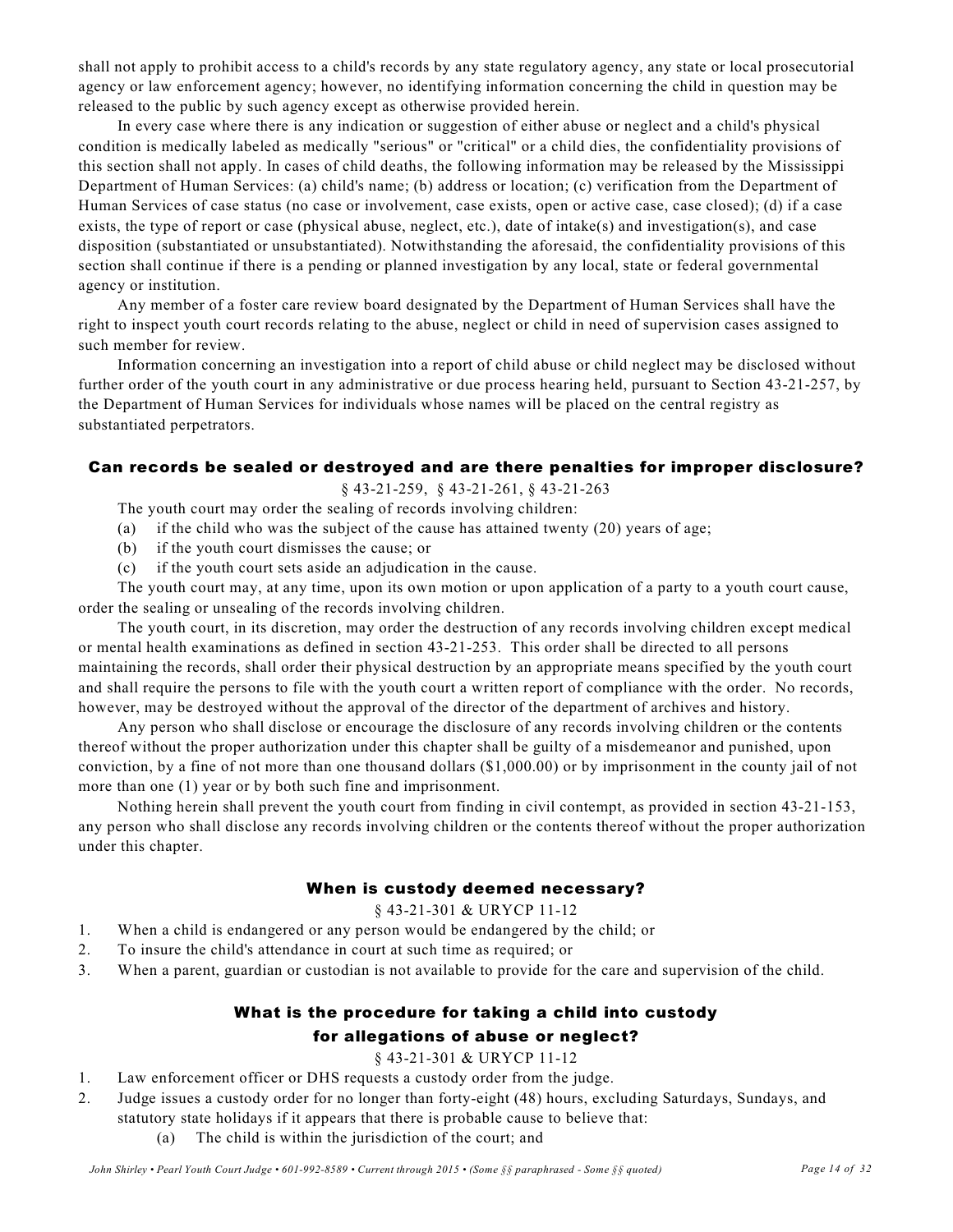shall not apply to prohibit access to a child's records by any state regulatory agency, any state or local prosecutorial agency or law enforcement agency; however, no identifying information concerning the child in question may be released to the public by such agency except as otherwise provided herein.

In every case where there is any indication or suggestion of either abuse or neglect and a child's physical condition is medically labeled as medically "serious" or "critical" or a child dies, the confidentiality provisions of this section shall not apply. In cases of child deaths, the following information may be released by the Mississippi Department of Human Services: (a) child's name; (b) address or location; (c) verification from the Department of Human Services of case status (no case or involvement, case exists, open or active case, case closed); (d) if a case exists, the type of report or case (physical abuse, neglect, etc.), date of intake(s) and investigation(s), and case disposition (substantiated or unsubstantiated). Notwithstanding the aforesaid, the confidentiality provisions of this section shall continue if there is a pending or planned investigation by any local, state or federal governmental agency or institution.

Any member of a foster care review board designated by the Department of Human Services shall have the right to inspect youth court records relating to the abuse, neglect or child in need of supervision cases assigned to such member for review.

Information concerning an investigation into a report of child abuse or child neglect may be disclosed without further order of the youth court in any administrative or due process hearing held, pursuant to Section 43-21-257, by the Department of Human Services for individuals whose names will be placed on the central registry as substantiated perpetrators.

## Can records be sealed or destroyed and are there penalties for improper disclosure?

§ 43-21-259, § 43-21-261, § 43-21-263

The youth court may order the sealing of records involving children:

(a) if the child who was the subject of the cause has attained twenty (20) years of age;
(b) if the youth court dismisses the cause; or
(c) if the youth court sets aside an adjudication in the cause.

The youth court may, at any time, upon its own motion or upon application of a party to a youth court cause, order the sealing or unsealing of the records involving children.

The youth court, in its discretion, may order the destruction of any records involving children except medical or mental health examinations as defined in section 43-21-253. This order shall be directed to all persons maintaining the records, shall order their physical destruction by an appropriate means specified by the youth court and shall require the persons to file with the youth court a written report of compliance with the order. No records, however, may be destroyed without the approval of the director of the department of archives and history.

Any person who shall disclose or encourage the disclosure of any records involving children or the contents thereof without the proper authorization under this chapter shall be guilty of a misdemeanor and punished, upon conviction, by a fine of not more than one thousand dollars ($1,000.00) or by imprisonment in the county jail of not more than one (1) year or by both such fine and imprisonment.

Nothing herein shall prevent the youth court from finding in civil contempt, as provided in section 43-21-153, any person who shall disclose any records involving children or the contents thereof without the proper authorization under this chapter.

## When is custody deemed necessary?

§ 43-21-301 & URYCP 11-12

1. When a child is endangered or any person would be endangered by the child; or
2. To insure the child's attendance in court at such time as required; or
3. When a parent, guardian or custodian is not available to provide for the care and supervision of the child.

## What is the procedure for taking a child into custody for allegations of abuse or neglect?

§ 43-21-301 & URYCP 11-12

1. Law enforcement officer or DHS requests a custody order from the judge.
2. Judge issues a custody order for no longer than forty-eight (48) hours, excluding Saturdays, Sundays, and statutory state holidays if it appears that there is probable cause to believe that:
   (a) The child is within the jurisdiction of the court; and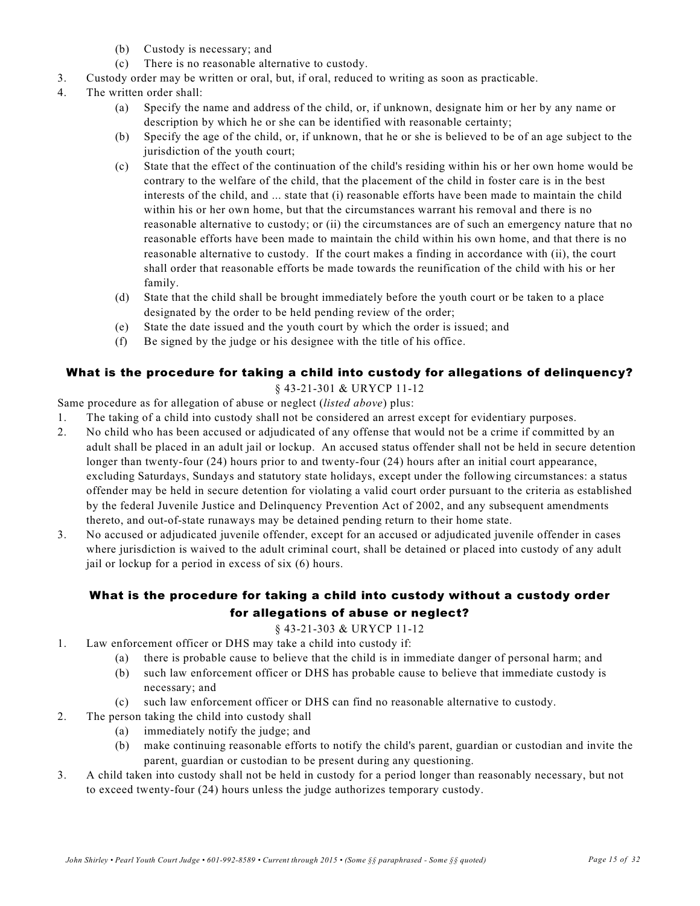(b) Custody is necessary; and
   (c) There is no reasonable alternative to custody.
3. Custody order may be written or oral, but, if oral, reduced to writing as soon as practicable.
4. The written order shall:
   (a) Specify the name and address of the child, or, if unknown, designate him or her by any name or description by which he or she can be identified with reasonable certainty;
   (b) Specify the age of the child, or, if unknown, that he or she is believed to be of an age subject to the jurisdiction of the youth court;
   (c) State that the effect of the continuation of the child's residing within his or her own home would be contrary to the welfare of the child, that the placement of the child in foster care is in the best interests of the child, and ... state that (i) reasonable efforts have been made to maintain the child within his or her own home, but that the circumstances warrant his removal and there is no reasonable alternative to custody; or (ii) the circumstances are of such an emergency nature that no reasonable efforts have been made to maintain the child within his own home, and that there is no reasonable alternative to custody. If the court makes a finding in accordance with (ii), the court shall order that reasonable efforts be made towards the reunification of the child with his or her family.
   (d) State that the child shall be brought immediately before the youth court or be taken to a place designated by the order to be held pending review of the order;
   (e) State the date issued and the youth court by which the order is issued; and
   (f) Be signed by the judge or his designee with the title of his office.

## What is the procedure for taking a child into custody for allegations of delinquency?

§ 43-21-301 & URYCP 11-12

Same procedure as for allegation of abuse or neglect (*listed above*) plus:

1. The taking of a child into custody shall not be considered an arrest except for evidentiary purposes.
2. No child who has been accused or adjudicated of any offense that would not be a crime if committed by an adult shall be placed in an adult jail or lockup. An accused status offender shall not be held in secure detention longer than twenty-four (24) hours prior to and twenty-four (24) hours after an initial court appearance, excluding Saturdays, Sundays and statutory state holidays, except under the following circumstances: a status offender may be held in secure detention for violating a valid court order pursuant to the criteria as established by the federal Juvenile Justice and Delinquency Prevention Act of 2002, and any subsequent amendments thereto, and out-of-state runaways may be detained pending return to their home state.
3. No accused or adjudicated juvenile offender, except for an accused or adjudicated juvenile offender in cases where jurisdiction is waived to the adult criminal court, shall be detained or placed into custody of any adult jail or lockup for a period in excess of six (6) hours.

## What is the procedure for taking a child into custody without a custody order for allegations of abuse or neglect?

§ 43-21-303 & URYCP 11-12

1. Law enforcement officer or DHS may take a child into custody if:
   (a) there is probable cause to believe that the child is in immediate danger of personal harm; and
   (b) such law enforcement officer or DHS has probable cause to believe that immediate custody is necessary; and
   (c) such law enforcement officer or DHS can find no reasonable alternative to custody.
2. The person taking the child into custody shall
   (a) immediately notify the judge; and
   (b) make continuing reasonable efforts to notify the child's parent, guardian or custodian and invite the parent, guardian or custodian to be present during any questioning.
3. A child taken into custody shall not be held in custody for a period longer than reasonably necessary, but not to exceed twenty-four (24) hours unless the judge authorizes temporary custody.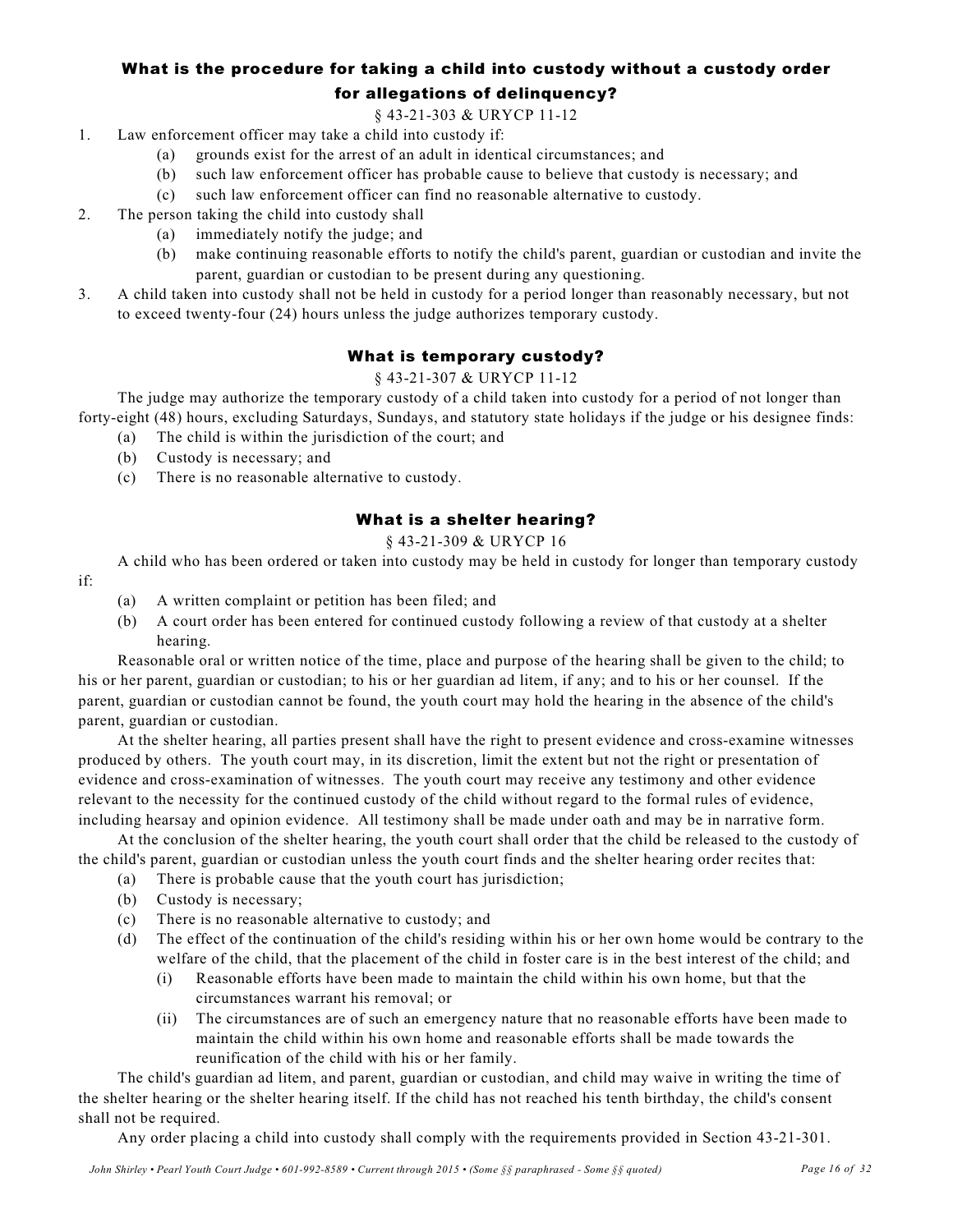## What is the procedure for taking a child into custody without a custody order for allegations of delinquency?

§ 43-21-303 & URYCP 11-12

1. Law enforcement officer may take a child into custody if:
   - (a) grounds exist for the arrest of an adult in identical circumstances; and
   - (b) such law enforcement officer has probable cause to believe that custody is necessary; and
   - (c) such law enforcement officer can find no reasonable alternative to custody.
2. The person taking the child into custody shall
   - (a) immediately notify the judge; and
   - (b) make continuing reasonable efforts to notify the child's parent, guardian or custodian and invite the parent, guardian or custodian to be present during any questioning.
3. A child taken into custody shall not be held in custody for a period longer than reasonably necessary, but not to exceed twenty-four (24) hours unless the judge authorizes temporary custody.

## What is temporary custody?

§ 43-21-307 & URYCP 11-12

The judge may authorize the temporary custody of a child taken into custody for a period of not longer than forty-eight (48) hours, excluding Saturdays, Sundays, and statutory state holidays if the judge or his designee finds:

- (a) The child is within the jurisdiction of the court; and
- (b) Custody is necessary; and
- (c) There is no reasonable alternative to custody.

## What is a shelter hearing?

§ 43-21-309 & URYCP 16

A child who has been ordered or taken into custody may be held in custody for longer than temporary custody if:

- (a) A written complaint or petition has been filed; and
- (b) A court order has been entered for continued custody following a review of that custody at a shelter hearing.

Reasonable oral or written notice of the time, place and purpose of the hearing shall be given to the child; to his or her parent, guardian or custodian; to his or her guardian ad litem, if any; and to his or her counsel. If the parent, guardian or custodian cannot be found, the youth court may hold the hearing in the absence of the child's parent, guardian or custodian.

At the shelter hearing, all parties present shall have the right to present evidence and cross-examine witnesses produced by others. The youth court may, in its discretion, limit the extent but not the right or presentation of evidence and cross-examination of witnesses. The youth court may receive any testimony and other evidence relevant to the necessity for the continued custody of the child without regard to the formal rules of evidence, including hearsay and opinion evidence. All testimony shall be made under oath and may be in narrative form.

At the conclusion of the shelter hearing, the youth court shall order that the child be released to the custody of the child's parent, guardian or custodian unless the youth court finds and the shelter hearing order recites that:

- (a) There is probable cause that the youth court has jurisdiction;
- (b) Custody is necessary;
- (c) There is no reasonable alternative to custody; and
- (d) The effect of the continuation of the child's residing within his or her own home would be contrary to the welfare of the child, that the placement of the child in foster care is in the best interest of the child; and
  - (i) Reasonable efforts have been made to maintain the child within his own home, but that the circumstances warrant his removal; or
  - (ii) The circumstances are of such an emergency nature that no reasonable efforts have been made to maintain the child within his own home and reasonable efforts shall be made towards the reunification of the child with his or her family.

The child's guardian ad litem, and parent, guardian or custodian, and child may waive in writing the time of the shelter hearing or the shelter hearing itself. If the child has not reached his tenth birthday, the child's consent shall not be required.

Any order placing a child into custody shall comply with the requirements provided in Section 43-21-301.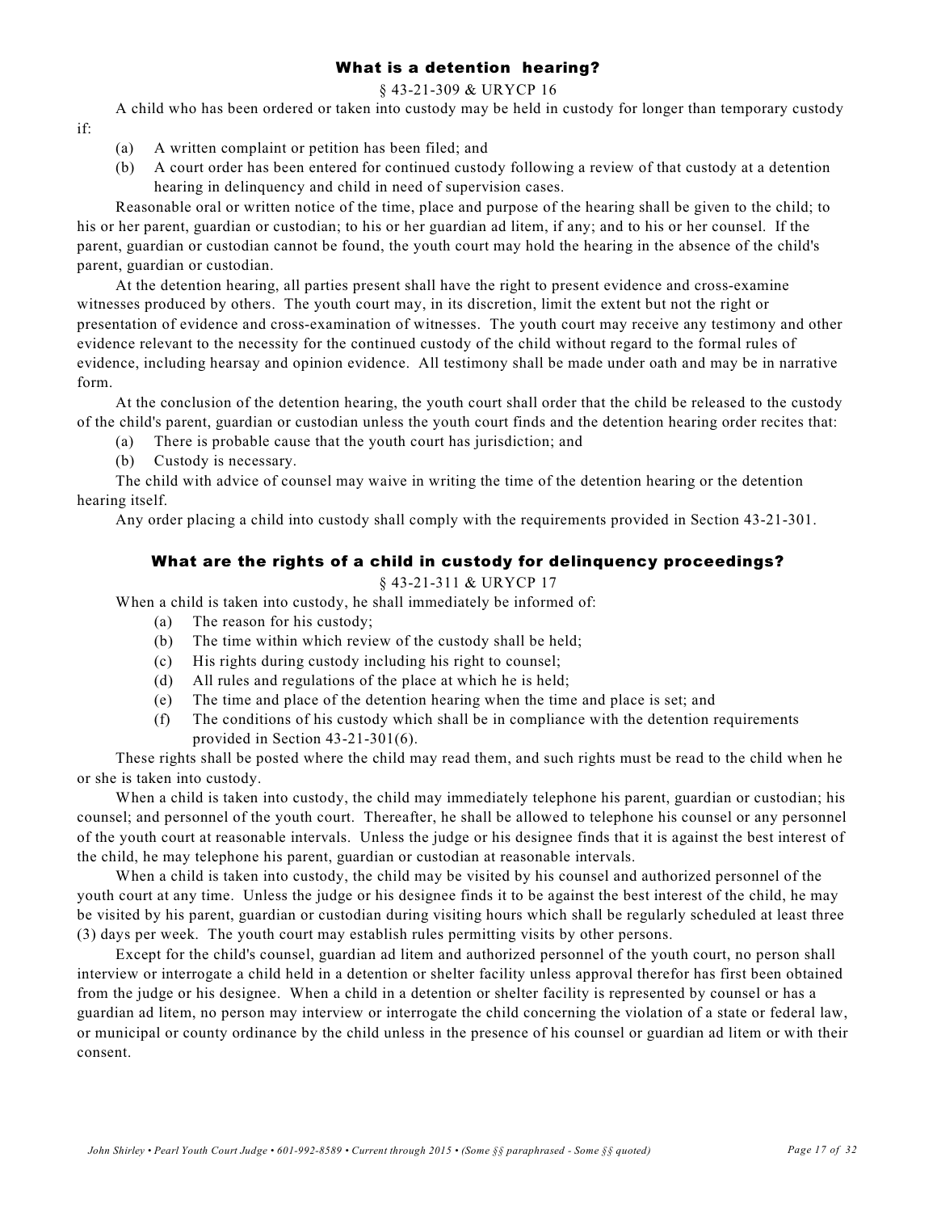## What is a detention hearing?

§ 43-21-309 & URYCP 16

A child who has been ordered or taken into custody may be held in custody for longer than temporary custody if:

(a) A written complaint or petition has been filed; and

(b) A court order has been entered for continued custody following a review of that custody at a detention hearing in delinquency and child in need of supervision cases.

Reasonable oral or written notice of the time, place and purpose of the hearing shall be given to the child; to his or her parent, guardian or custodian; to his or her guardian ad litem, if any; and to his or her counsel. If the parent, guardian or custodian cannot be found, the youth court may hold the hearing in the absence of the child's parent, guardian or custodian.

At the detention hearing, all parties present shall have the right to present evidence and cross-examine witnesses produced by others. The youth court may, in its discretion, limit the extent but not the right or presentation of evidence and cross-examination of witnesses. The youth court may receive any testimony and other evidence relevant to the necessity for the continued custody of the child without regard to the formal rules of evidence, including hearsay and opinion evidence. All testimony shall be made under oath and may be in narrative form.

At the conclusion of the detention hearing, the youth court shall order that the child be released to the custody of the child's parent, guardian or custodian unless the youth court finds and the detention hearing order recites that:

(a) There is probable cause that the youth court has jurisdiction; and

(b) Custody is necessary.

The child with advice of counsel may waive in writing the time of the detention hearing or the detention hearing itself.

Any order placing a child into custody shall comply with the requirements provided in Section 43-21-301.

## What are the rights of a child in custody for delinquency proceedings?

§ 43-21-311 & URYCP 17

When a child is taken into custody, he shall immediately be informed of:

(a) The reason for his custody;

(b) The time within which review of the custody shall be held;

(c) His rights during custody including his right to counsel;

(d) All rules and regulations of the place at which he is held;

(e) The time and place of the detention hearing when the time and place is set; and

(f) The conditions of his custody which shall be in compliance with the detention requirements provided in Section 43-21-301(6).

These rights shall be posted where the child may read them, and such rights must be read to the child when he or she is taken into custody.

When a child is taken into custody, the child may immediately telephone his parent, guardian or custodian; his counsel; and personnel of the youth court. Thereafter, he shall be allowed to telephone his counsel or any personnel of the youth court at reasonable intervals. Unless the judge or his designee finds that it is against the best interest of the child, he may telephone his parent, guardian or custodian at reasonable intervals.

When a child is taken into custody, the child may be visited by his counsel and authorized personnel of the youth court at any time. Unless the judge or his designee finds it to be against the best interest of the child, he may be visited by his parent, guardian or custodian during visiting hours which shall be regularly scheduled at least three (3) days per week. The youth court may establish rules permitting visits by other persons.

Except for the child's counsel, guardian ad litem and authorized personnel of the youth court, no person shall interview or interrogate a child held in a detention or shelter facility unless approval therefor has first been obtained from the judge or his designee. When a child in a detention or shelter facility is represented by counsel or has a guardian ad litem, no person may interview or interrogate the child concerning the violation of a state or federal law, or municipal or county ordinance by the child unless in the presence of his counsel or guardian ad litem or with their consent.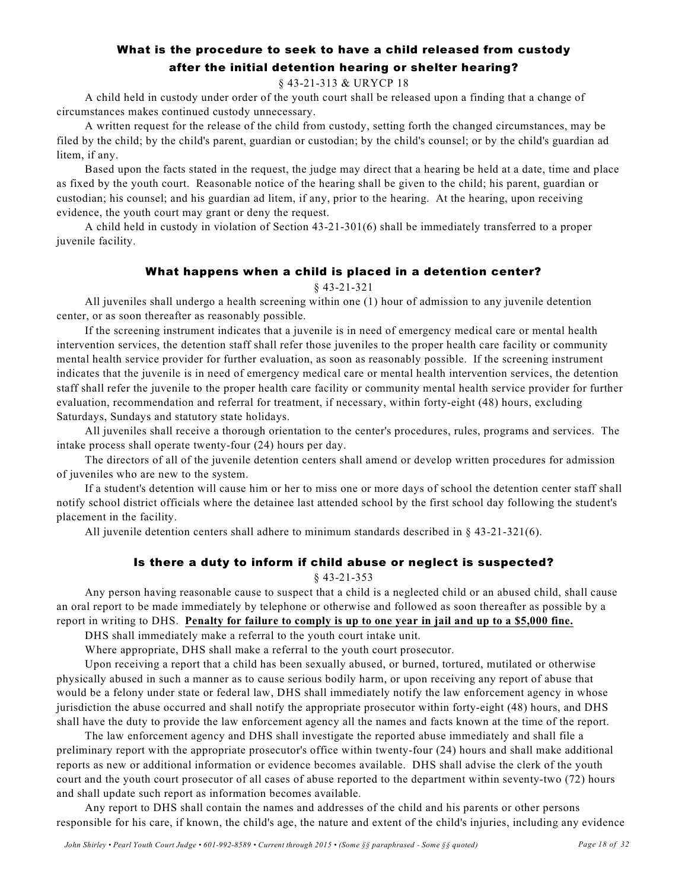## What is the procedure to seek to have a child released from custody after the initial detention hearing or shelter hearing?

§ 43-21-313 & URYCP 18

A child held in custody under order of the youth court shall be released upon a finding that a change of circumstances makes continued custody unnecessary.

A written request for the release of the child from custody, setting forth the changed circumstances, may be filed by the child; by the child's parent, guardian or custodian; by the child's counsel; or by the child's guardian ad litem, if any.

Based upon the facts stated in the request, the judge may direct that a hearing be held at a date, time and place as fixed by the youth court. Reasonable notice of the hearing shall be given to the child; his parent, guardian or custodian; his counsel; and his guardian ad litem, if any, prior to the hearing. At the hearing, upon receiving evidence, the youth court may grant or deny the request.

A child held in custody in violation of Section 43-21-301(6) shall be immediately transferred to a proper juvenile facility.

## What happens when a child is placed in a detention center?

§ 43-21-321

All juveniles shall undergo a health screening within one (1) hour of admission to any juvenile detention center, or as soon thereafter as reasonably possible.

If the screening instrument indicates that a juvenile is in need of emergency medical care or mental health intervention services, the detention staff shall refer those juveniles to the proper health care facility or community mental health service provider for further evaluation, as soon as reasonably possible. If the screening instrument indicates that the juvenile is in need of emergency medical care or mental health intervention services, the detention staff shall refer the juvenile to the proper health care facility or community mental health service provider for further evaluation, recommendation and referral for treatment, if necessary, within forty-eight (48) hours, excluding Saturdays, Sundays and statutory state holidays.

All juveniles shall receive a thorough orientation to the center's procedures, rules, programs and services. The intake process shall operate twenty-four (24) hours per day.

The directors of all of the juvenile detention centers shall amend or develop written procedures for admission of juveniles who are new to the system.

If a student's detention will cause him or her to miss one or more days of school the detention center staff shall notify school district officials where the detainee last attended school by the first school day following the student's placement in the facility.

All juvenile detention centers shall adhere to minimum standards described in § 43-21-321(6).

## Is there a duty to inform if child abuse or neglect is suspected?

§ 43-21-353

Any person having reasonable cause to suspect that a child is a neglected child or an abused child, shall cause an oral report to be made immediately by telephone or otherwise and followed as soon thereafter as possible by a report in writing to DHS. **Penalty for failure to comply is up to one year in jail and up to a $5,000 fine.**

DHS shall immediately make a referral to the youth court intake unit.

Where appropriate, DHS shall make a referral to the youth court prosecutor.

Upon receiving a report that a child has been sexually abused, or burned, tortured, mutilated or otherwise physically abused in such a manner as to cause serious bodily harm, or upon receiving any report of abuse that would be a felony under state or federal law, DHS shall immediately notify the law enforcement agency in whose jurisdiction the abuse occurred and shall notify the appropriate prosecutor within forty-eight (48) hours, and DHS shall have the duty to provide the law enforcement agency all the names and facts known at the time of the report.

The law enforcement agency and DHS shall investigate the reported abuse immediately and shall file a preliminary report with the appropriate prosecutor's office within twenty-four (24) hours and shall make additional reports as new or additional information or evidence becomes available. DHS shall advise the clerk of the youth court and the youth court prosecutor of all cases of abuse reported to the department within seventy-two (72) hours and shall update such report as information becomes available.

Any report to DHS shall contain the names and addresses of the child and his parents or other persons responsible for his care, if known, the child's age, the nature and extent of the child's injuries, including any evidence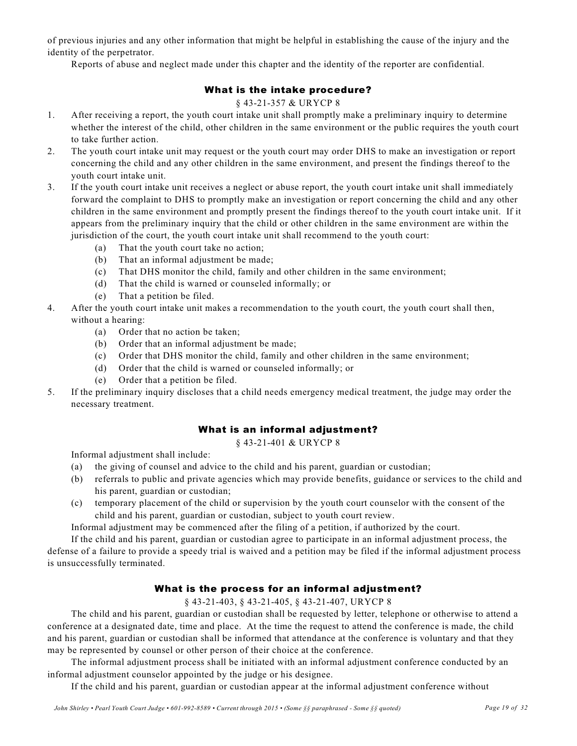of previous injuries and any other information that might be helpful in establishing the cause of the injury and the identity of the perpetrator.

Reports of abuse and neglect made under this chapter and the identity of the reporter are confidential.

## What is the intake procedure?

§ 43-21-357 & URYCP 8

1. After receiving a report, the youth court intake unit shall promptly make a preliminary inquiry to determine whether the interest of the child, other children in the same environment or the public requires the youth court to take further action.
2. The youth court intake unit may request or the youth court may order DHS to make an investigation or report concerning the child and any other children in the same environment, and present the findings thereof to the youth court intake unit.
3. If the youth court intake unit receives a neglect or abuse report, the youth court intake unit shall immediately forward the complaint to DHS to promptly make an investigation or report concerning the child and any other children in the same environment and promptly present the findings thereof to the youth court intake unit. If it appears from the preliminary inquiry that the child or other children in the same environment are within the jurisdiction of the court, the youth court intake unit shall recommend to the youth court:
    (a) That the youth court take no action;
    (b) That an informal adjustment be made;
    (c) That DHS monitor the child, family and other children in the same environment;
    (d) That the child is warned or counseled informally; or
    (e) That a petition be filed.
4. After the youth court intake unit makes a recommendation to the youth court, the youth court shall then, without a hearing:
    (a) Order that no action be taken;
    (b) Order that an informal adjustment be made;
    (c) Order that DHS monitor the child, family and other children in the same environment;
    (d) Order that the child is warned or counseled informally; or
    (e) Order that a petition be filed.
5. If the preliminary inquiry discloses that a child needs emergency medical treatment, the judge may order the necessary treatment.

## What is an informal adjustment?

§ 43-21-401 & URYCP 8

Informal adjustment shall include:

(a) the giving of counsel and advice to the child and his parent, guardian or custodian;
(b) referrals to public and private agencies which may provide benefits, guidance or services to the child and his parent, guardian or custodian;
(c) temporary placement of the child or supervision by the youth court counselor with the consent of the child and his parent, guardian or custodian, subject to youth court review.

Informal adjustment may be commenced after the filing of a petition, if authorized by the court.

If the child and his parent, guardian or custodian agree to participate in an informal adjustment process, the defense of a failure to provide a speedy trial is waived and a petition may be filed if the informal adjustment process is unsuccessfully terminated.

## What is the process for an informal adjustment?

§ 43-21-403, § 43-21-405, § 43-21-407, URYCP 8

The child and his parent, guardian or custodian shall be requested by letter, telephone or otherwise to attend a conference at a designated date, time and place. At the time the request to attend the conference is made, the child and his parent, guardian or custodian shall be informed that attendance at the conference is voluntary and that they may be represented by counsel or other person of their choice at the conference.

The informal adjustment process shall be initiated with an informal adjustment conference conducted by an informal adjustment counselor appointed by the judge or his designee.

If the child and his parent, guardian or custodian appear at the informal adjustment conference without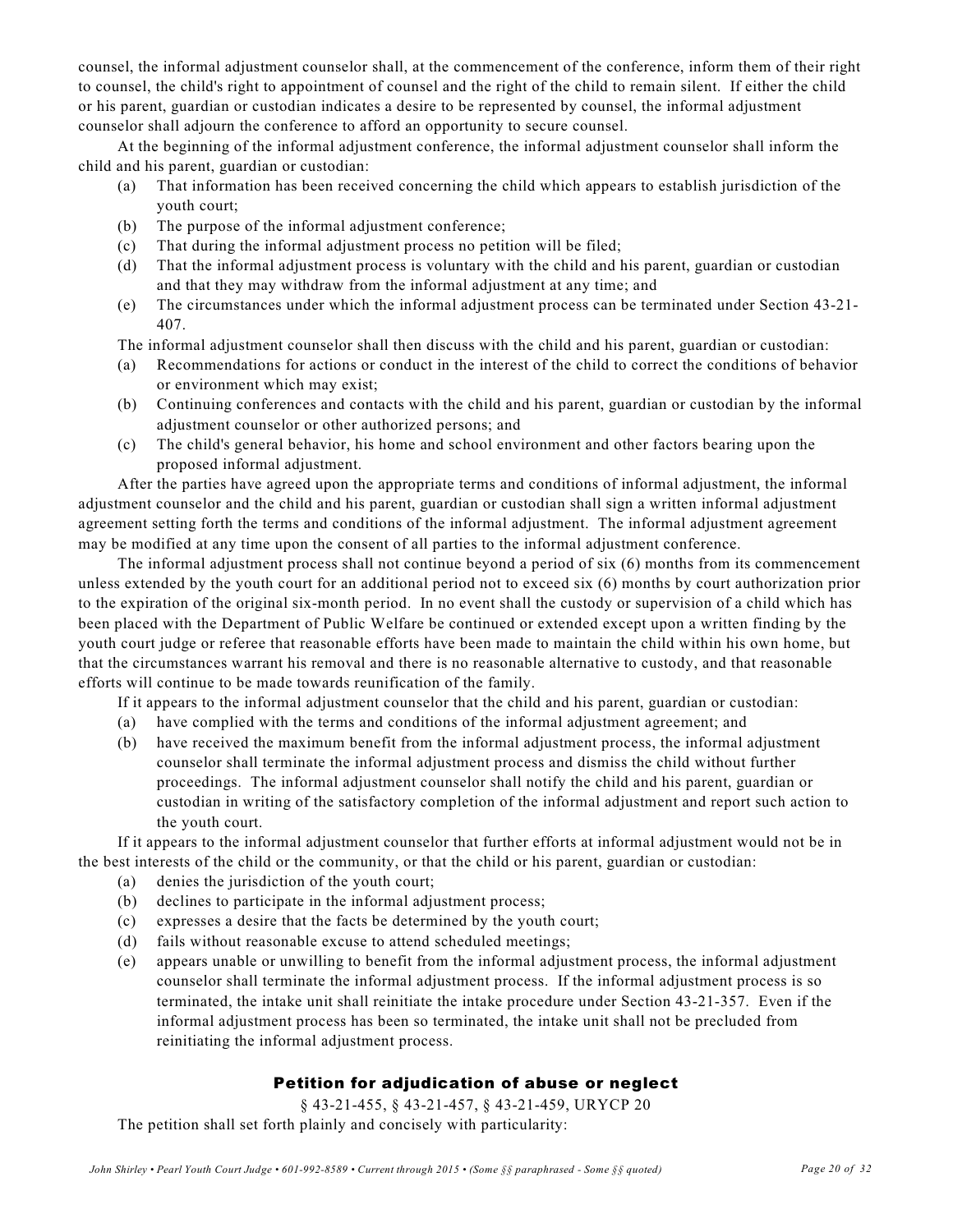counsel, the informal adjustment counselor shall, at the commencement of the conference, inform them of their right to counsel, the child's right to appointment of counsel and the right of the child to remain silent. If either the child or his parent, guardian or custodian indicates a desire to be represented by counsel, the informal adjustment counselor shall adjourn the conference to afford an opportunity to secure counsel.

At the beginning of the informal adjustment conference, the informal adjustment counselor shall inform the child and his parent, guardian or custodian:

(a) That information has been received concerning the child which appears to establish jurisdiction of the youth court;
(b) The purpose of the informal adjustment conference;
(c) That during the informal adjustment process no petition will be filed;
(d) That the informal adjustment process is voluntary with the child and his parent, guardian or custodian and that they may withdraw from the informal adjustment at any time; and
(e) The circumstances under which the informal adjustment process can be terminated under Section 43-21-407.

The informal adjustment counselor shall then discuss with the child and his parent, guardian or custodian:

(a) Recommendations for actions or conduct in the interest of the child to correct the conditions of behavior or environment which may exist;
(b) Continuing conferences and contacts with the child and his parent, guardian or custodian by the informal adjustment counselor or other authorized persons; and
(c) The child's general behavior, his home and school environment and other factors bearing upon the proposed informal adjustment.

After the parties have agreed upon the appropriate terms and conditions of informal adjustment, the informal adjustment counselor and the child and his parent, guardian or custodian shall sign a written informal adjustment agreement setting forth the terms and conditions of the informal adjustment. The informal adjustment agreement may be modified at any time upon the consent of all parties to the informal adjustment conference.

The informal adjustment process shall not continue beyond a period of six (6) months from its commencement unless extended by the youth court for an additional period not to exceed six (6) months by court authorization prior to the expiration of the original six-month period. In no event shall the custody or supervision of a child which has been placed with the Department of Public Welfare be continued or extended except upon a written finding by the youth court judge or referee that reasonable efforts have been made to maintain the child within his own home, but that the circumstances warrant his removal and there is no reasonable alternative to custody, and that reasonable efforts will continue to be made towards reunification of the family.

If it appears to the informal adjustment counselor that the child and his parent, guardian or custodian:

(a) have complied with the terms and conditions of the informal adjustment agreement; and
(b) have received the maximum benefit from the informal adjustment process, the informal adjustment counselor shall terminate the informal adjustment process and dismiss the child without further proceedings. The informal adjustment counselor shall notify the child and his parent, guardian or custodian in writing of the satisfactory completion of the informal adjustment and report such action to the youth court.

If it appears to the informal adjustment counselor that further efforts at informal adjustment would not be in the best interests of the child or the community, or that the child or his parent, guardian or custodian:

(a) denies the jurisdiction of the youth court;
(b) declines to participate in the informal adjustment process;
(c) expresses a desire that the facts be determined by the youth court;
(d) fails without reasonable excuse to attend scheduled meetings;
(e) appears unable or unwilling to benefit from the informal adjustment process, the informal adjustment counselor shall terminate the informal adjustment process. If the informal adjustment process is so terminated, the intake unit shall reinitiate the intake procedure under Section 43-21-357. Even if the informal adjustment process has been so terminated, the intake unit shall not be precluded from reinitiating the informal adjustment process.

## Petition for adjudication of abuse or neglect

§ 43-21-455, § 43-21-457, § 43-21-459, URYCP 20

The petition shall set forth plainly and concisely with particularity: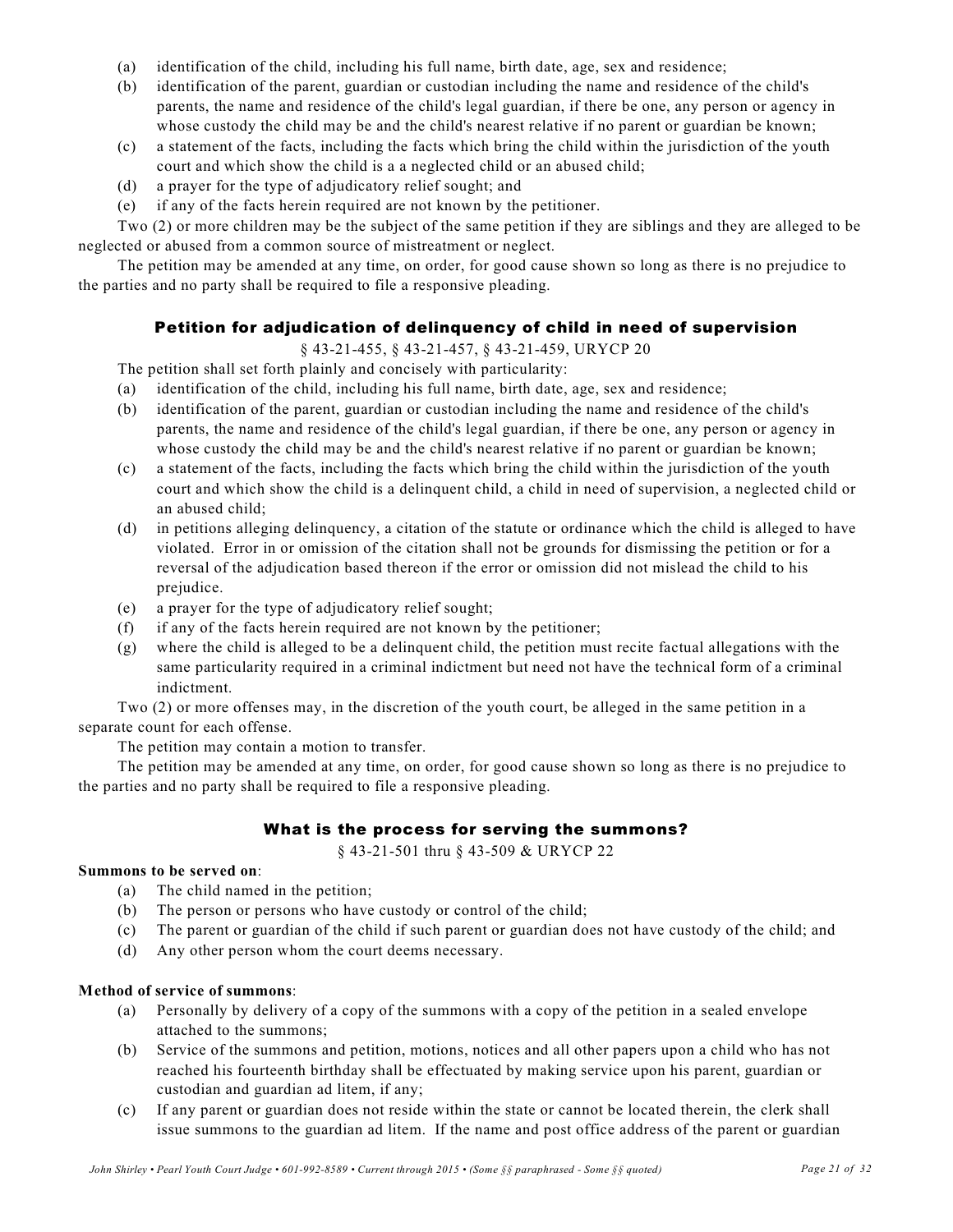(a) identification of the child, including his full name, birth date, age, sex and residence;
(b) identification of the parent, guardian or custodian including the name and residence of the child's parents, the name and residence of the child's legal guardian, if there be one, any person or agency in whose custody the child may be and the child's nearest relative if no parent or guardian be known;
(c) a statement of the facts, including the facts which bring the child within the jurisdiction of the youth court and which show the child is a a neglected child or an abused child;
(d) a prayer for the type of adjudicatory relief sought; and
(e) if any of the facts herein required are not known by the petitioner.

Two (2) or more children may be the subject of the same petition if they are siblings and they are alleged to be neglected or abused from a common source of mistreatment or neglect.

The petition may be amended at any time, on order, for good cause shown so long as there is no prejudice to the parties and no party shall be required to file a responsive pleading.

### Petition for adjudication of delinquency of child in need of supervision

§ 43-21-455, § 43-21-457, § 43-21-459, URYCP 20

The petition shall set forth plainly and concisely with particularity:

(a) identification of the child, including his full name, birth date, age, sex and residence;
(b) identification of the parent, guardian or custodian including the name and residence of the child's parents, the name and residence of the child's legal guardian, if there be one, any person or agency in whose custody the child may be and the child's nearest relative if no parent or guardian be known;
(c) a statement of the facts, including the facts which bring the child within the jurisdiction of the youth court and which show the child is a delinquent child, a child in need of supervision, a neglected child or an abused child;
(d) in petitions alleging delinquency, a citation of the statute or ordinance which the child is alleged to have violated. Error in or omission of the citation shall not be grounds for dismissing the petition or for a reversal of the adjudication based thereon if the error or omission did not mislead the child to his prejudice.
(e) a prayer for the type of adjudicatory relief sought;
(f) if any of the facts herein required are not known by the petitioner;
(g) where the child is alleged to be a delinquent child, the petition must recite factual allegations with the same particularity required in a criminal indictment but need not have the technical form of a criminal indictment.

Two (2) or more offenses may, in the discretion of the youth court, be alleged in the same petition in a separate count for each offense.

The petition may contain a motion to transfer.

The petition may be amended at any time, on order, for good cause shown so long as there is no prejudice to the parties and no party shall be required to file a responsive pleading.

### What is the process for serving the summons?

§ 43-21-501 thru § 43-509 & URYCP 22

**Summons to be served on**:

(a) The child named in the petition;
(b) The person or persons who have custody or control of the child;
(c) The parent or guardian of the child if such parent or guardian does not have custody of the child; and
(d) Any other person whom the court deems necessary.

**Method of service of summons**:

(a) Personally by delivery of a copy of the summons with a copy of the petition in a sealed envelope attached to the summons;
(b) Service of the summons and petition, motions, notices and all other papers upon a child who has not reached his fourteenth birthday shall be effectuated by making service upon his parent, guardian or custodian and guardian ad litem, if any;
(c) If any parent or guardian does not reside within the state or cannot be located therein, the clerk shall issue summons to the guardian ad litem. If the name and post office address of the parent or guardian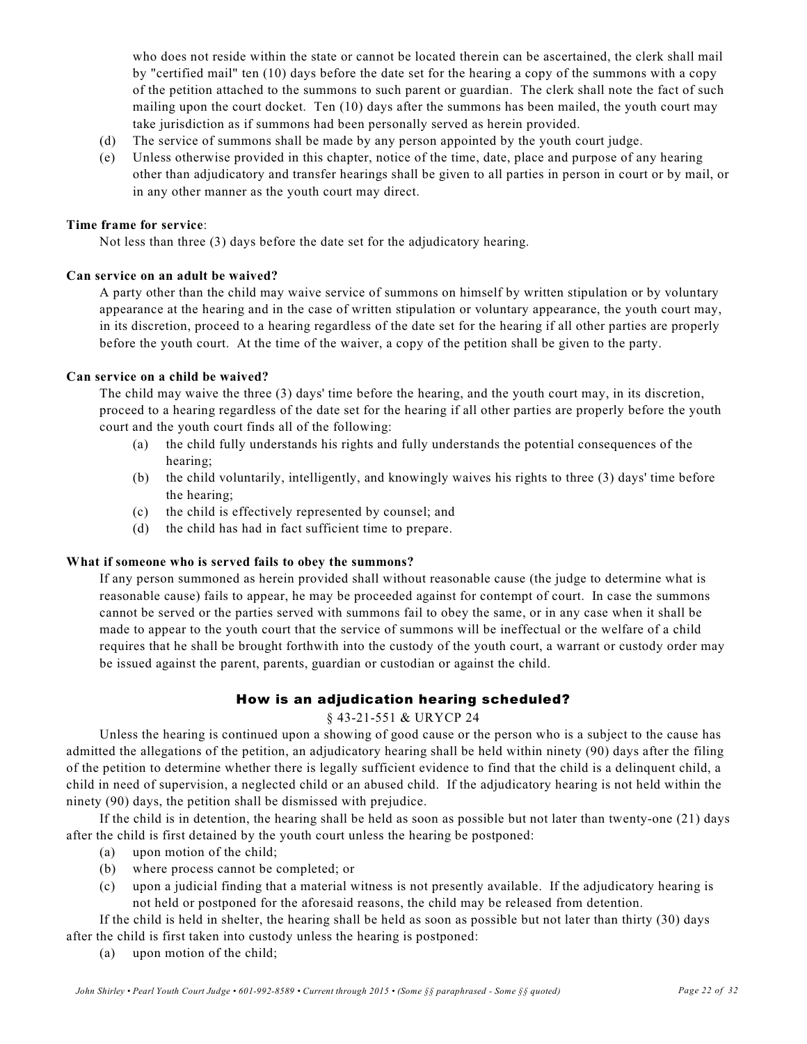who does not reside within the state or cannot be located therein can be ascertained, the clerk shall mail by "certified mail" ten (10) days before the date set for the hearing a copy of the summons with a copy of the petition attached to the summons to such parent or guardian. The clerk shall note the fact of such mailing upon the court docket. Ten (10) days after the summons has been mailed, the youth court may take jurisdiction as if summons had been personally served as herein provided.

(d) The service of summons shall be made by any person appointed by the youth court judge.

(e) Unless otherwise provided in this chapter, notice of the time, date, place and purpose of any hearing other than adjudicatory and transfer hearings shall be given to all parties in person in court or by mail, or in any other manner as the youth court may direct.

**Time frame for service**:

Not less than three (3) days before the date set for the adjudicatory hearing.

**Can service on an adult be waived?**

A party other than the child may waive service of summons on himself by written stipulation or by voluntary appearance at the hearing and in the case of written stipulation or voluntary appearance, the youth court may, in its discretion, proceed to a hearing regardless of the date set for the hearing if all other parties are properly before the youth court. At the time of the waiver, a copy of the petition shall be given to the party.

**Can service on a child be waived?**

The child may waive the three (3) days' time before the hearing, and the youth court may, in its discretion, proceed to a hearing regardless of the date set for the hearing if all other parties are properly before the youth court and the youth court finds all of the following:

(a) the child fully understands his rights and fully understands the potential consequences of the hearing;
(b) the child voluntarily, intelligently, and knowingly waives his rights to three (3) days' time before the hearing;
(c) the child is effectively represented by counsel; and
(d) the child has had in fact sufficient time to prepare.

**What if someone who is served fails to obey the summons?**

If any person summoned as herein provided shall without reasonable cause (the judge to determine what is reasonable cause) fails to appear, he may be proceeded against for contempt of court. In case the summons cannot be served or the parties served with summons fail to obey the same, or in any case when it shall be made to appear to the youth court that the service of summons will be ineffectual or the welfare of a child requires that he shall be brought forthwith into the custody of the youth court, a warrant or custody order may be issued against the parent, parents, guardian or custodian or against the child.

## How is an adjudication hearing scheduled?

§ 43-21-551 & URYCP 24

Unless the hearing is continued upon a showing of good cause or the person who is a subject to the cause has admitted the allegations of the petition, an adjudicatory hearing shall be held within ninety (90) days after the filing of the petition to determine whether there is legally sufficient evidence to find that the child is a delinquent child, a child in need of supervision, a neglected child or an abused child. If the adjudicatory hearing is not held within the ninety (90) days, the petition shall be dismissed with prejudice.

If the child is in detention, the hearing shall be held as soon as possible but not later than twenty-one (21) days after the child is first detained by the youth court unless the hearing be postponed:

(a) upon motion of the child;
(b) where process cannot be completed; or
(c) upon a judicial finding that a material witness is not presently available. If the adjudicatory hearing is not held or postponed for the aforesaid reasons, the child may be released from detention.

If the child is held in shelter, the hearing shall be held as soon as possible but not later than thirty (30) days after the child is first taken into custody unless the hearing is postponed:

(a) upon motion of the child;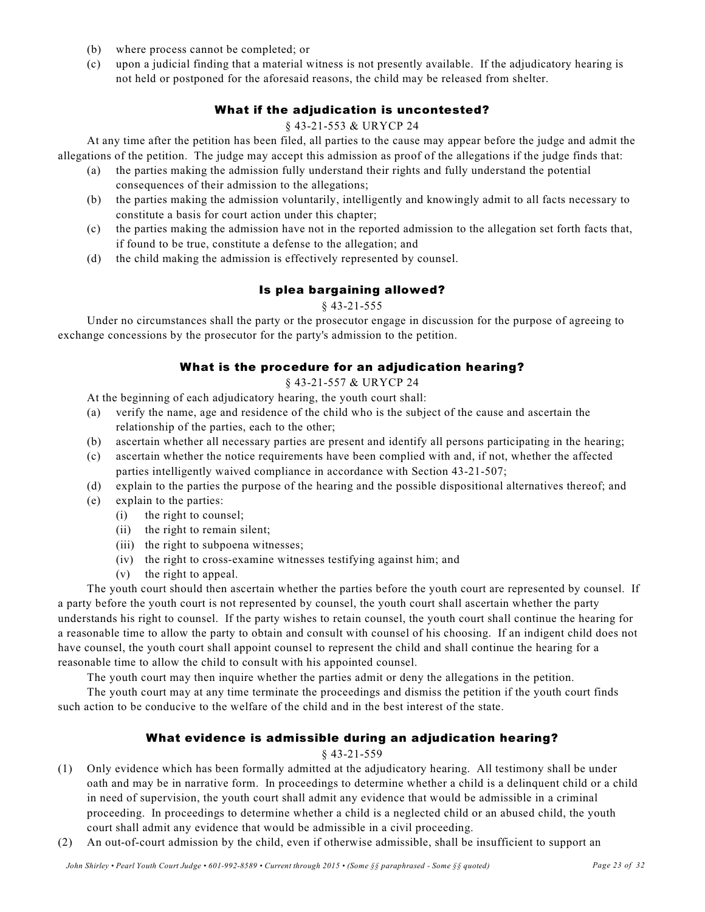(b) where process cannot be completed; or

(c) upon a judicial finding that a material witness is not presently available. If the adjudicatory hearing is not held or postponed for the aforesaid reasons, the child may be released from shelter.

### What if the adjudication is uncontested?

§ 43-21-553 & URYCP 24

At any time after the petition has been filed, all parties to the cause may appear before the judge and admit the allegations of the petition. The judge may accept this admission as proof of the allegations if the judge finds that:

(a) the parties making the admission fully understand their rights and fully understand the potential consequences of their admission to the allegations;

(b) the parties making the admission voluntarily, intelligently and knowingly admit to all facts necessary to constitute a basis for court action under this chapter;

(c) the parties making the admission have not in the reported admission to the allegation set forth facts that, if found to be true, constitute a defense to the allegation; and

(d) the child making the admission is effectively represented by counsel.

### Is plea bargaining allowed?

§ 43-21-555

Under no circumstances shall the party or the prosecutor engage in discussion for the purpose of agreeing to exchange concessions by the prosecutor for the party's admission to the petition.

### What is the procedure for an adjudication hearing?

§ 43-21-557 & URYCP 24

At the beginning of each adjudicatory hearing, the youth court shall:

(a) verify the name, age and residence of the child who is the subject of the cause and ascertain the relationship of the parties, each to the other;

(b) ascertain whether all necessary parties are present and identify all persons participating in the hearing;

(c) ascertain whether the notice requirements have been complied with and, if not, whether the affected parties intelligently waived compliance in accordance with Section 43-21-507;

(d) explain to the parties the purpose of the hearing and the possible dispositional alternatives thereof; and

(e) explain to the parties:
   - (i) the right to counsel;
   - (ii) the right to remain silent;
   - (iii) the right to subpoena witnesses;
   - (iv) the right to cross-examine witnesses testifying against him; and
   - (v) the right to appeal.

The youth court should then ascertain whether the parties before the youth court are represented by counsel. If a party before the youth court is not represented by counsel, the youth court shall ascertain whether the party understands his right to counsel. If the party wishes to retain counsel, the youth court shall continue the hearing for a reasonable time to allow the party to obtain and consult with counsel of his choosing. If an indigent child does not have counsel, the youth court shall appoint counsel to represent the child and shall continue the hearing for a reasonable time to allow the child to consult with his appointed counsel.

The youth court may then inquire whether the parties admit or deny the allegations in the petition.

The youth court may at any time terminate the proceedings and dismiss the petition if the youth court finds such action to be conducive to the welfare of the child and in the best interest of the state.

### What evidence is admissible during an adjudication hearing?

§ 43-21-559

(1) Only evidence which has been formally admitted at the adjudicatory hearing. All testimony shall be under oath and may be in narrative form. In proceedings to determine whether a child is a delinquent child or a child in need of supervision, the youth court shall admit any evidence that would be admissible in a criminal proceeding. In proceedings to determine whether a child is a neglected child or an abused child, the youth court shall admit any evidence that would be admissible in a civil proceeding.

(2) An out-of-court admission by the child, even if otherwise admissible, shall be insufficient to support an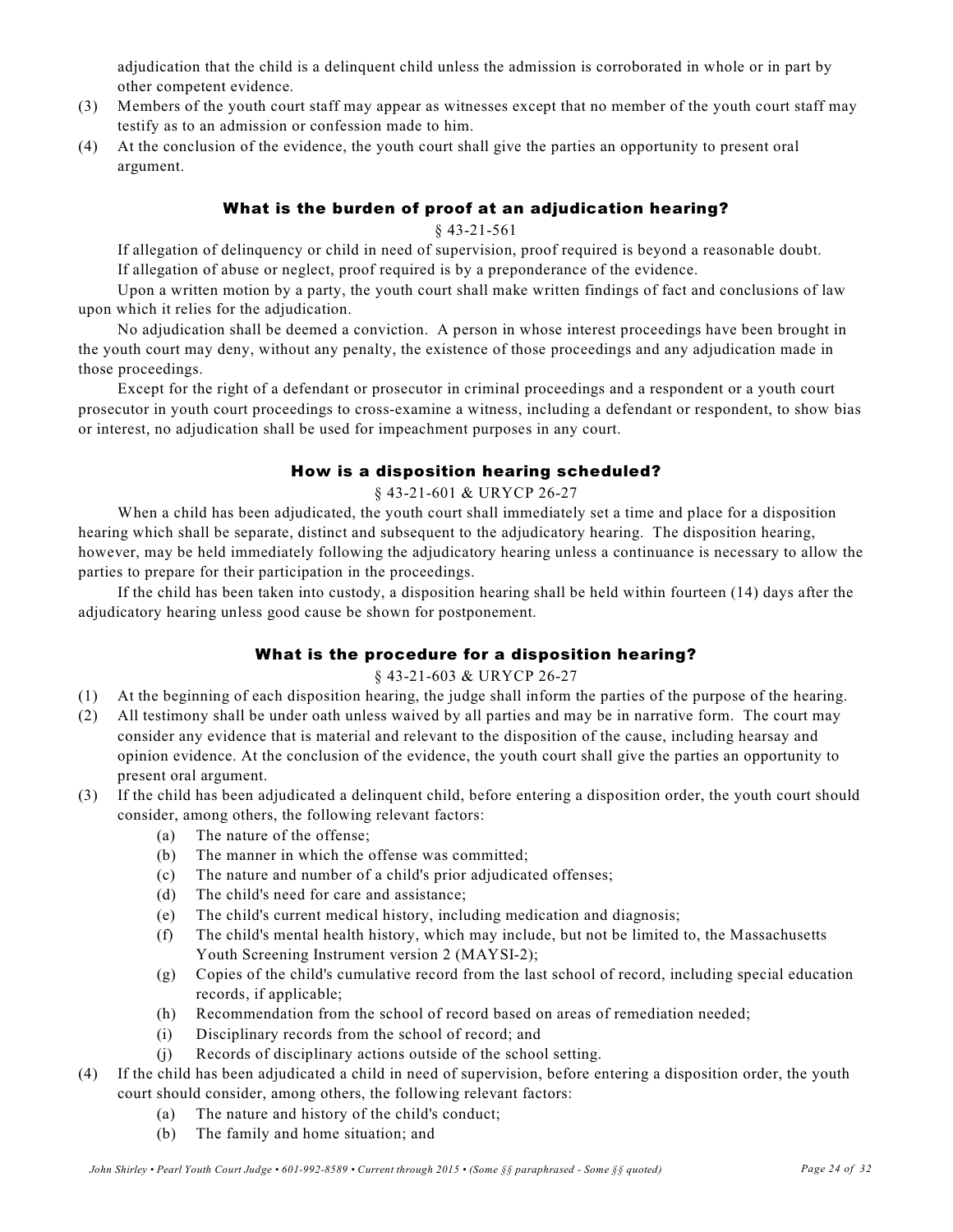adjudication that the child is a delinquent child unless the admission is corroborated in whole or in part by other competent evidence.

(3) Members of the youth court staff may appear as witnesses except that no member of the youth court staff may testify as to an admission or confession made to him.

(4) At the conclusion of the evidence, the youth court shall give the parties an opportunity to present oral argument.

### What is the burden of proof at an adjudication hearing?

§ 43-21-561

If allegation of delinquency or child in need of supervision, proof required is beyond a reasonable doubt.

If allegation of abuse or neglect, proof required is by a preponderance of the evidence.

Upon a written motion by a party, the youth court shall make written findings of fact and conclusions of law upon which it relies for the adjudication.

No adjudication shall be deemed a conviction. A person in whose interest proceedings have been brought in the youth court may deny, without any penalty, the existence of those proceedings and any adjudication made in those proceedings.

Except for the right of a defendant or prosecutor in criminal proceedings and a respondent or a youth court prosecutor in youth court proceedings to cross-examine a witness, including a defendant or respondent, to show bias or interest, no adjudication shall be used for impeachment purposes in any court.

### How is a disposition hearing scheduled?

§ 43-21-601 & URYCP 26-27

When a child has been adjudicated, the youth court shall immediately set a time and place for a disposition hearing which shall be separate, distinct and subsequent to the adjudicatory hearing. The disposition hearing, however, may be held immediately following the adjudicatory hearing unless a continuance is necessary to allow the parties to prepare for their participation in the proceedings.

If the child has been taken into custody, a disposition hearing shall be held within fourteen (14) days after the adjudicatory hearing unless good cause be shown for postponement.

### What is the procedure for a disposition hearing?

§ 43-21-603 & URYCP 26-27

(1) At the beginning of each disposition hearing, the judge shall inform the parties of the purpose of the hearing.

(2) All testimony shall be under oath unless waived by all parties and may be in narrative form. The court may consider any evidence that is material and relevant to the disposition of the cause, including hearsay and opinion evidence. At the conclusion of the evidence, the youth court shall give the parties an opportunity to present oral argument.

(3) If the child has been adjudicated a delinquent child, before entering a disposition order, the youth court should consider, among others, the following relevant factors:
   - (a) The nature of the offense;
   - (b) The manner in which the offense was committed;
   - (c) The nature and number of a child's prior adjudicated offenses;
   - (d) The child's need for care and assistance;
   - (e) The child's current medical history, including medication and diagnosis;
   - (f) The child's mental health history, which may include, but not be limited to, the Massachusetts Youth Screening Instrument version 2 (MAYSI-2);
   - (g) Copies of the child's cumulative record from the last school of record, including special education records, if applicable;
   - (h) Recommendation from the school of record based on areas of remediation needed;
   - (i) Disciplinary records from the school of record; and
   - (j) Records of disciplinary actions outside of the school setting.

(4) If the child has been adjudicated a child in need of supervision, before entering a disposition order, the youth court should consider, among others, the following relevant factors:
   - (a) The nature and history of the child's conduct;
   - (b) The family and home situation; and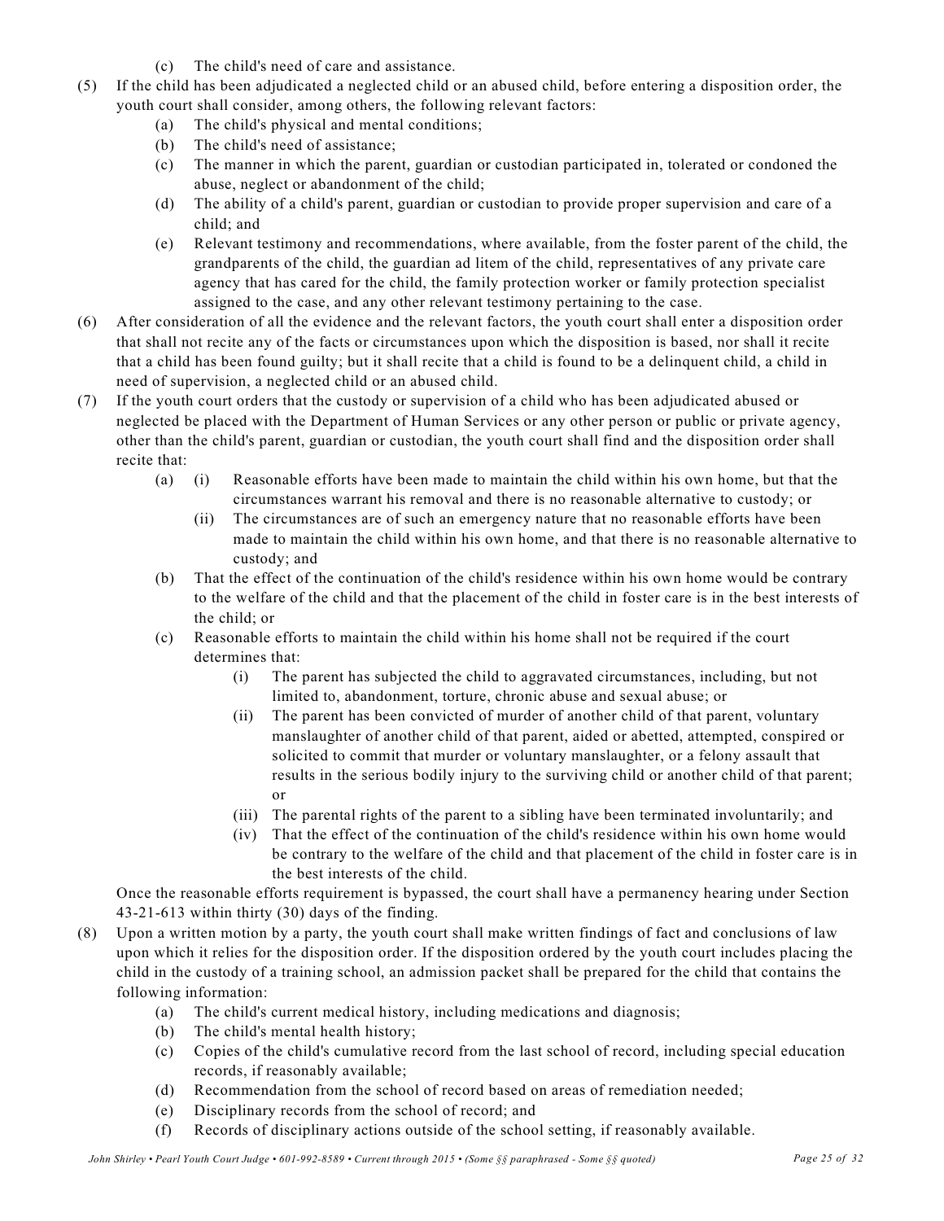(c) The child's need of care and assistance.

(5) If the child has been adjudicated a neglected child or an abused child, before entering a disposition order, the youth court shall consider, among others, the following relevant factors:

(a) The child's physical and mental conditions;

(b) The child's need of assistance;

(c) The manner in which the parent, guardian or custodian participated in, tolerated or condoned the abuse, neglect or abandonment of the child;

(d) The ability of a child's parent, guardian or custodian to provide proper supervision and care of a child; and

(e) Relevant testimony and recommendations, where available, from the foster parent of the child, the grandparents of the child, the guardian ad litem of the child, representatives of any private care agency that has cared for the child, the family protection worker or family protection specialist assigned to the case, and any other relevant testimony pertaining to the case.

(6) After consideration of all the evidence and the relevant factors, the youth court shall enter a disposition order that shall not recite any of the facts or circumstances upon which the disposition is based, nor shall it recite that a child has been found guilty; but it shall recite that a child is found to be a delinquent child, a child in need of supervision, a neglected child or an abused child.

(7) If the youth court orders that the custody or supervision of a child who has been adjudicated abused or neglected be placed with the Department of Human Services or any other person or public or private agency, other than the child's parent, guardian or custodian, the youth court shall find and the disposition order shall recite that:

(a) (i) Reasonable efforts have been made to maintain the child within his own home, but that the circumstances warrant his removal and there is no reasonable alternative to custody; or

(ii) The circumstances are of such an emergency nature that no reasonable efforts have been made to maintain the child within his own home, and that there is no reasonable alternative to custody; and

(b) That the effect of the continuation of the child's residence within his own home would be contrary to the welfare of the child and that the placement of the child in foster care is in the best interests of the child; or

(c) Reasonable efforts to maintain the child within his home shall not be required if the court determines that:

(i) The parent has subjected the child to aggravated circumstances, including, but not limited to, abandonment, torture, chronic abuse and sexual abuse; or

(ii) The parent has been convicted of murder of another child of that parent, voluntary manslaughter of another child of that parent, aided or abetted, attempted, conspired or solicited to commit that murder or voluntary manslaughter, or a felony assault that results in the serious bodily injury to the surviving child or another child of that parent; or

(iii) The parental rights of the parent to a sibling have been terminated involuntarily; and

(iv) That the effect of the continuation of the child's residence within his own home would be contrary to the welfare of the child and that placement of the child in foster care is in the best interests of the child.

Once the reasonable efforts requirement is bypassed, the court shall have a permanency hearing under Section 43-21-613 within thirty (30) days of the finding.

(8) Upon a written motion by a party, the youth court shall make written findings of fact and conclusions of law upon which it relies for the disposition order. If the disposition ordered by the youth court includes placing the child in the custody of a training school, an admission packet shall be prepared for the child that contains the following information:

(a) The child's current medical history, including medications and diagnosis;

(b) The child's mental health history;

(c) Copies of the child's cumulative record from the last school of record, including special education records, if reasonably available;

(d) Recommendation from the school of record based on areas of remediation needed;

(e) Disciplinary records from the school of record; and

(f) Records of disciplinary actions outside of the school setting, if reasonably available.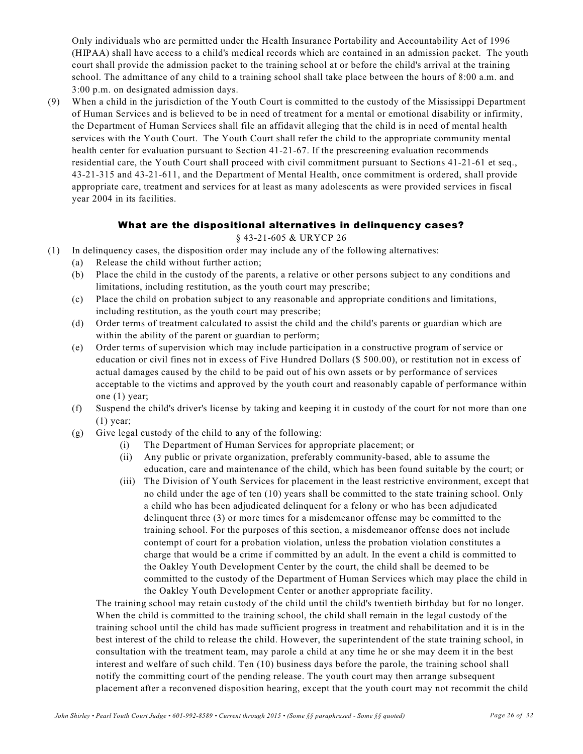Only individuals who are permitted under the Health Insurance Portability and Accountability Act of 1996 (HIPAA) shall have access to a child's medical records which are contained in an admission packet. The youth court shall provide the admission packet to the training school at or before the child's arrival at the training school. The admittance of any child to a training school shall take place between the hours of 8:00 a.m. and 3:00 p.m. on designated admission days.

(9) When a child in the jurisdiction of the Youth Court is committed to the custody of the Mississippi Department of Human Services and is believed to be in need of treatment for a mental or emotional disability or infirmity, the Department of Human Services shall file an affidavit alleging that the child is in need of mental health services with the Youth Court. The Youth Court shall refer the child to the appropriate community mental health center for evaluation pursuant to Section 41-21-67. If the prescreening evaluation recommends residential care, the Youth Court shall proceed with civil commitment pursuant to Sections 41-21-61 et seq., 43-21-315 and 43-21-611, and the Department of Mental Health, once commitment is ordered, shall provide appropriate care, treatment and services for at least as many adolescents as were provided services in fiscal year 2004 in its facilities.

## What are the dispositional alternatives in delinquency cases?

§ 43-21-605 & URYCP 26

(1) In delinquency cases, the disposition order may include any of the following alternatives:
   - (a) Release the child without further action;
   - (b) Place the child in the custody of the parents, a relative or other persons subject to any conditions and limitations, including restitution, as the youth court may prescribe;
   - (c) Place the child on probation subject to any reasonable and appropriate conditions and limitations, including restitution, as the youth court may prescribe;
   - (d) Order terms of treatment calculated to assist the child and the child's parents or guardian which are within the ability of the parent or guardian to perform;
   - (e) Order terms of supervision which may include participation in a constructive program of service or education or civil fines not in excess of Five Hundred Dollars ($ 500.00), or restitution not in excess of actual damages caused by the child to be paid out of his own assets or by performance of services acceptable to the victims and approved by the youth court and reasonably capable of performance within one (1) year;
   - (f) Suspend the child's driver's license by taking and keeping it in custody of the court for not more than one (1) year;
   - (g) Give legal custody of the child to any of the following:
     - (i) The Department of Human Services for appropriate placement; or
     - (ii) Any public or private organization, preferably community-based, able to assume the education, care and maintenance of the child, which has been found suitable by the court; or
     - (iii) The Division of Youth Services for placement in the least restrictive environment, except that no child under the age of ten (10) years shall be committed to the state training school. Only a child who has been adjudicated delinquent for a felony or who has been adjudicated delinquent three (3) or more times for a misdemeanor offense may be committed to the training school. For the purposes of this section, a misdemeanor offense does not include contempt of court for a probation violation, unless the probation violation constitutes a charge that would be a crime if committed by an adult. In the event a child is committed to the Oakley Youth Development Center by the court, the child shall be deemed to be committed to the custody of the Department of Human Services which may place the child in the Oakley Youth Development Center or another appropriate facility.

   The training school may retain custody of the child until the child's twentieth birthday but for no longer. When the child is committed to the training school, the child shall remain in the legal custody of the training school until the child has made sufficient progress in treatment and rehabilitation and it is in the best interest of the child to release the child. However, the superintendent of the state training school, in consultation with the treatment team, may parole a child at any time he or she may deem it in the best interest and welfare of such child. Ten (10) business days before the parole, the training school shall notify the committing court of the pending release. The youth court may then arrange subsequent placement after a reconvened disposition hearing, except that the youth court may not recommit the child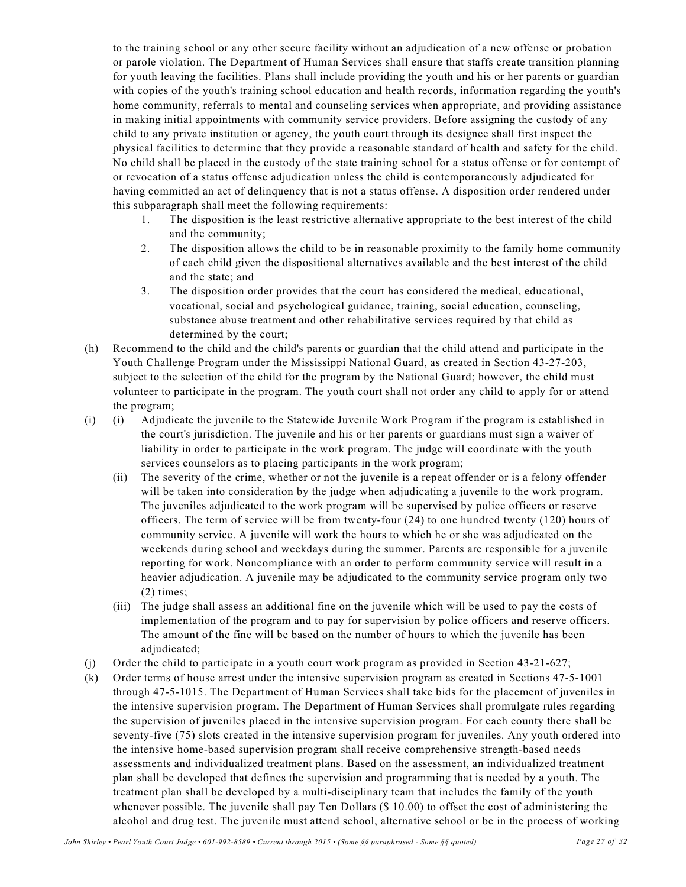to the training school or any other secure facility without an adjudication of a new offense or probation or parole violation. The Department of Human Services shall ensure that staffs create transition planning for youth leaving the facilities. Plans shall include providing the youth and his or her parents or guardian with copies of the youth's training school education and health records, information regarding the youth's home community, referrals to mental and counseling services when appropriate, and providing assistance in making initial appointments with community service providers. Before assigning the custody of any child to any private institution or agency, the youth court through its designee shall first inspect the physical facilities to determine that they provide a reasonable standard of health and safety for the child. No child shall be placed in the custody of the state training school for a status offense or for contempt of or revocation of a status offense adjudication unless the child is contemporaneously adjudicated for having committed an act of delinquency that is not a status offense. A disposition order rendered under this subparagraph shall meet the following requirements:

1. The disposition is the least restrictive alternative appropriate to the best interest of the child and the community;
2. The disposition allows the child to be in reasonable proximity to the family home community of each child given the dispositional alternatives available and the best interest of the child and the state; and
3. The disposition order provides that the court has considered the medical, educational, vocational, social and psychological guidance, training, social education, counseling, substance abuse treatment and other rehabilitative services required by that child as determined by the court;

(h) Recommend to the child and the child's parents or guardian that the child attend and participate in the Youth Challenge Program under the Mississippi National Guard, as created in Section 43-27-203, subject to the selection of the child for the program by the National Guard; however, the child must volunteer to participate in the program. The youth court shall not order any child to apply for or attend the program;

(i) (i) Adjudicate the juvenile to the Statewide Juvenile Work Program if the program is established in the court's jurisdiction. The juvenile and his or her parents or guardians must sign a waiver of liability in order to participate in the work program. The judge will coordinate with the youth services counselors as to placing participants in the work program;

(ii) The severity of the crime, whether or not the juvenile is a repeat offender or is a felony offender will be taken into consideration by the judge when adjudicating a juvenile to the work program. The juveniles adjudicated to the work program will be supervised by police officers or reserve officers. The term of service will be from twenty-four (24) to one hundred twenty (120) hours of community service. A juvenile will work the hours to which he or she was adjudicated on the weekends during school and weekdays during the summer. Parents are responsible for a juvenile reporting for work. Noncompliance with an order to perform community service will result in a heavier adjudication. A juvenile may be adjudicated to the community service program only two (2) times;

(iii) The judge shall assess an additional fine on the juvenile which will be used to pay the costs of implementation of the program and to pay for supervision by police officers and reserve officers. The amount of the fine will be based on the number of hours to which the juvenile has been adjudicated;

(j) Order the child to participate in a youth court work program as provided in Section 43-21-627;

(k) Order terms of house arrest under the intensive supervision program as created in Sections 47-5-1001 through 47-5-1015. The Department of Human Services shall take bids for the placement of juveniles in the intensive supervision program. The Department of Human Services shall promulgate rules regarding the supervision of juveniles placed in the intensive supervision program. For each county there shall be seventy-five (75) slots created in the intensive supervision program for juveniles. Any youth ordered into the intensive home-based supervision program shall receive comprehensive strength-based needs assessments and individualized treatment plans. Based on the assessment, an individualized treatment plan shall be developed that defines the supervision and programming that is needed by a youth. The treatment plan shall be developed by a multi-disciplinary team that includes the family of the youth whenever possible. The juvenile shall pay Ten Dollars ($ 10.00) to offset the cost of administering the alcohol and drug test. The juvenile must attend school, alternative school or be in the process of working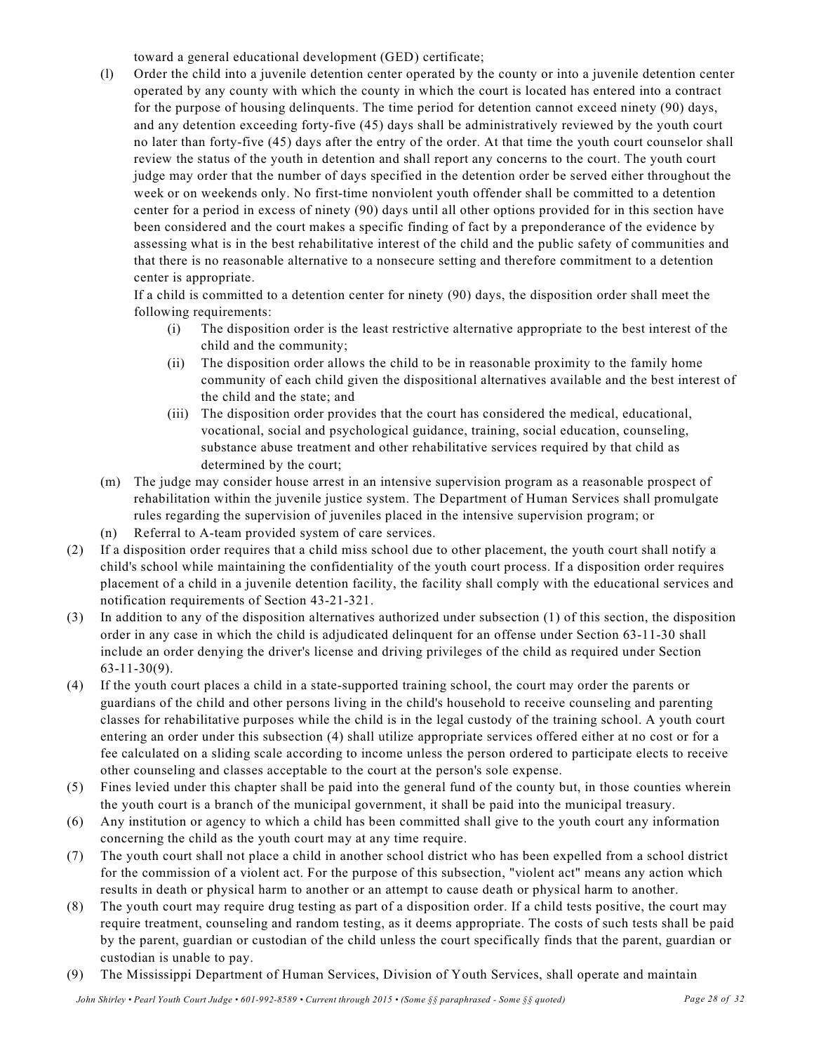toward a general educational development (GED) certificate;

(l) Order the child into a juvenile detention center operated by the county or into a juvenile detention center operated by any county with which the county in which the court is located has entered into a contract for the purpose of housing delinquents. The time period for detention cannot exceed ninety (90) days, and any detention exceeding forty-five (45) days shall be administratively reviewed by the youth court no later than forty-five (45) days after the entry of the order. At that time the youth court counselor shall review the status of the youth in detention and shall report any concerns to the court. The youth court judge may order that the number of days specified in the detention order be served either throughout the week or on weekends only. No first-time nonviolent youth offender shall be committed to a detention center for a period in excess of ninety (90) days until all other options provided for in this section have been considered and the court makes a specific finding of fact by a preponderance of the evidence by assessing what is in the best rehabilitative interest of the child and the public safety of communities and that there is no reasonable alternative to a nonsecure setting and therefore commitment to a detention center is appropriate.

If a child is committed to a detention center for ninety (90) days, the disposition order shall meet the following requirements:

  (i) The disposition order is the least restrictive alternative appropriate to the best interest of the child and the community;
  (ii) The disposition order allows the child to be in reasonable proximity to the family home community of each child given the dispositional alternatives available and the best interest of the child and the state; and
  (iii) The disposition order provides that the court has considered the medical, educational, vocational, social and psychological guidance, training, social education, counseling, substance abuse treatment and other rehabilitative services required by that child as determined by the court;

(m) The judge may consider house arrest in an intensive supervision program as a reasonable prospect of rehabilitation within the juvenile justice system. The Department of Human Services shall promulgate rules regarding the supervision of juveniles placed in the intensive supervision program; or

(n) Referral to A-team provided system of care services.

(2) If a disposition order requires that a child miss school due to other placement, the youth court shall notify a child's school while maintaining the confidentiality of the youth court process. If a disposition order requires placement of a child in a juvenile detention facility, the facility shall comply with the educational services and notification requirements of Section 43-21-321.

(3) In addition to any of the disposition alternatives authorized under subsection (1) of this section, the disposition order in any case in which the child is adjudicated delinquent for an offense under Section 63-11-30 shall include an order denying the driver's license and driving privileges of the child as required under Section 63-11-30(9).

(4) If the youth court places a child in a state-supported training school, the court may order the parents or guardians of the child and other persons living in the child's household to receive counseling and parenting classes for rehabilitative purposes while the child is in the legal custody of the training school. A youth court entering an order under this subsection (4) shall utilize appropriate services offered either at no cost or for a fee calculated on a sliding scale according to income unless the person ordered to participate elects to receive other counseling and classes acceptable to the court at the person's sole expense.

(5) Fines levied under this chapter shall be paid into the general fund of the county but, in those counties wherein the youth court is a branch of the municipal government, it shall be paid into the municipal treasury.

(6) Any institution or agency to which a child has been committed shall give to the youth court any information concerning the child as the youth court may at any time require.

(7) The youth court shall not place a child in another school district who has been expelled from a school district for the commission of a violent act. For the purpose of this subsection, "violent act" means any action which results in death or physical harm to another or an attempt to cause death or physical harm to another.

(8) The youth court may require drug testing as part of a disposition order. If a child tests positive, the court may require treatment, counseling and random testing, as it deems appropriate. The costs of such tests shall be paid by the parent, guardian or custodian of the child unless the court specifically finds that the parent, guardian or custodian is unable to pay.

(9) The Mississippi Department of Human Services, Division of Youth Services, shall operate and maintain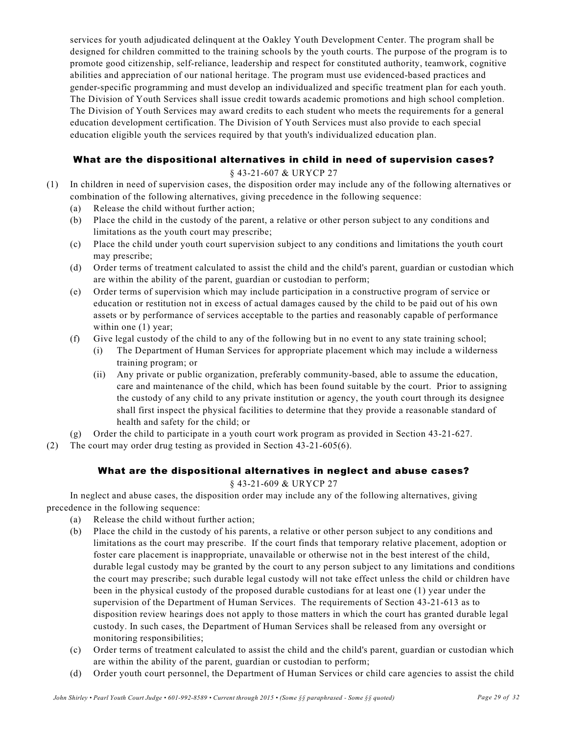services for youth adjudicated delinquent at the Oakley Youth Development Center. The program shall be designed for children committed to the training schools by the youth courts. The purpose of the program is to promote good citizenship, self-reliance, leadership and respect for constituted authority, teamwork, cognitive abilities and appreciation of our national heritage. The program must use evidenced-based practices and gender-specific programming and must develop an individualized and specific treatment plan for each youth. The Division of Youth Services shall issue credit towards academic promotions and high school completion. The Division of Youth Services may award credits to each student who meets the requirements for a general education development certification. The Division of Youth Services must also provide to each special education eligible youth the services required by that youth's individualized education plan.

### What are the dispositional alternatives in child in need of supervision cases?

§ 43-21-607 & URYCP 27

(1) In children in need of supervision cases, the disposition order may include any of the following alternatives or combination of the following alternatives, giving precedence in the following sequence:
   (a) Release the child without further action;
   (b) Place the child in the custody of the parent, a relative or other person subject to any conditions and limitations as the youth court may prescribe;
   (c) Place the child under youth court supervision subject to any conditions and limitations the youth court may prescribe;
   (d) Order terms of treatment calculated to assist the child and the child's parent, guardian or custodian which are within the ability of the parent, guardian or custodian to perform;
   (e) Order terms of supervision which may include participation in a constructive program of service or education or restitution not in excess of actual damages caused by the child to be paid out of his own assets or by performance of services acceptable to the parties and reasonably capable of performance within one (1) year;
   (f) Give legal custody of the child to any of the following but in no event to any state training school;
      (i) The Department of Human Services for appropriate placement which may include a wilderness training program; or
      (ii) Any private or public organization, preferably community-based, able to assume the education, care and maintenance of the child, which has been found suitable by the court. Prior to assigning the custody of any child to any private institution or agency, the youth court through its designee shall first inspect the physical facilities to determine that they provide a reasonable standard of health and safety for the child; or
   (g) Order the child to participate in a youth court work program as provided in Section 43-21-627.

(2) The court may order drug testing as provided in Section 43-21-605(6).

### What are the dispositional alternatives in neglect and abuse cases?

§ 43-21-609 & URYCP 27

In neglect and abuse cases, the disposition order may include any of the following alternatives, giving precedence in the following sequence:

(a) Release the child without further action;
(b) Place the child in the custody of his parents, a relative or other person subject to any conditions and limitations as the court may prescribe. If the court finds that temporary relative placement, adoption or foster care placement is inappropriate, unavailable or otherwise not in the best interest of the child, durable legal custody may be granted by the court to any person subject to any limitations and conditions the court may prescribe; such durable legal custody will not take effect unless the child or children have been in the physical custody of the proposed durable custodians for at least one (1) year under the supervision of the Department of Human Services. The requirements of Section 43-21-613 as to disposition review hearings does not apply to those matters in which the court has granted durable legal custody. In such cases, the Department of Human Services shall be released from any oversight or monitoring responsibilities;
(c) Order terms of treatment calculated to assist the child and the child's parent, guardian or custodian which are within the ability of the parent, guardian or custodian to perform;
(d) Order youth court personnel, the Department of Human Services or child care agencies to assist the child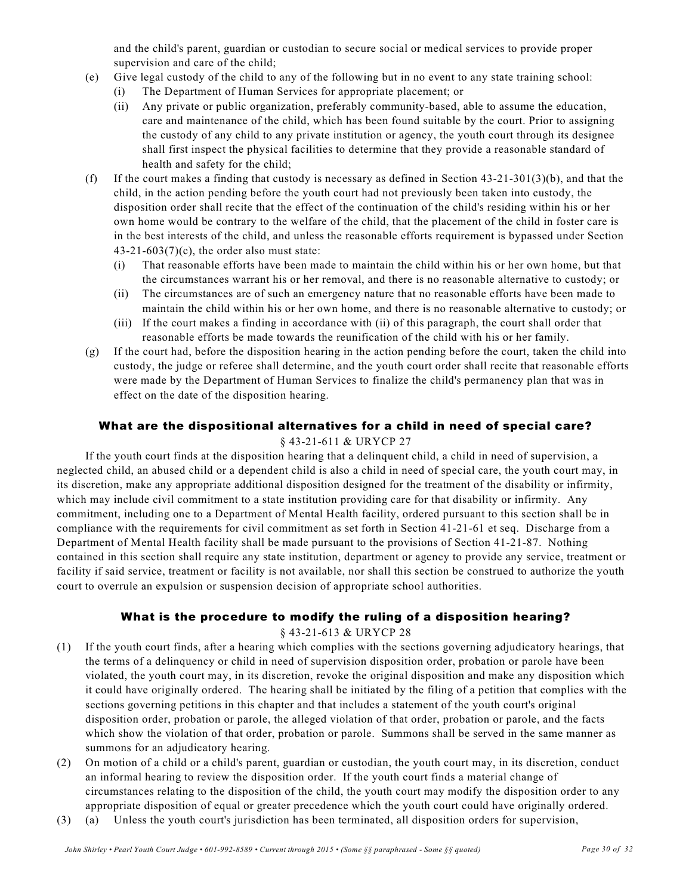and the child's parent, guardian or custodian to secure social or medical services to provide proper supervision and care of the child;

(e) Give legal custody of the child to any of the following but in no event to any state training school:
   (i) The Department of Human Services for appropriate placement; or
   (ii) Any private or public organization, preferably community-based, able to assume the education, care and maintenance of the child, which has been found suitable by the court. Prior to assigning the custody of any child to any private institution or agency, the youth court through its designee shall first inspect the physical facilities to determine that they provide a reasonable standard of health and safety for the child;

(f) If the court makes a finding that custody is necessary as defined in Section 43-21-301(3)(b), and that the child, in the action pending before the youth court had not previously been taken into custody, the disposition order shall recite that the effect of the continuation of the child's residing within his or her own home would be contrary to the welfare of the child, that the placement of the child in foster care is in the best interests of the child, and unless the reasonable efforts requirement is bypassed under Section 43-21-603(7)(c), the order also must state:
   (i) That reasonable efforts have been made to maintain the child within his or her own home, but that the circumstances warrant his or her removal, and there is no reasonable alternative to custody; or
   (ii) The circumstances are of such an emergency nature that no reasonable efforts have been made to maintain the child within his or her own home, and there is no reasonable alternative to custody; or
   (iii) If the court makes a finding in accordance with (ii) of this paragraph, the court shall order that reasonable efforts be made towards the reunification of the child with his or her family.

(g) If the court had, before the disposition hearing in the action pending before the court, taken the child into custody, the judge or referee shall determine, and the youth court order shall recite that reasonable efforts were made by the Department of Human Services to finalize the child's permanency plan that was in effect on the date of the disposition hearing.

## What are the dispositional alternatives for a child in need of special care?

§ 43-21-611 & URYCP 27

If the youth court finds at the disposition hearing that a delinquent child, a child in need of supervision, a neglected child, an abused child or a dependent child is also a child in need of special care, the youth court may, in its discretion, make any appropriate additional disposition designed for the treatment of the disability or infirmity, which may include civil commitment to a state institution providing care for that disability or infirmity. Any commitment, including one to a Department of Mental Health facility, ordered pursuant to this section shall be in compliance with the requirements for civil commitment as set forth in Section 41-21-61 et seq. Discharge from a Department of Mental Health facility shall be made pursuant to the provisions of Section 41-21-87. Nothing contained in this section shall require any state institution, department or agency to provide any service, treatment or facility if said service, treatment or facility is not available, nor shall this section be construed to authorize the youth court to overrule an expulsion or suspension decision of appropriate school authorities.

## What is the procedure to modify the ruling of a disposition hearing?

§ 43-21-613 & URYCP 28

(1) If the youth court finds, after a hearing which complies with the sections governing adjudicatory hearings, that the terms of a delinquency or child in need of supervision disposition order, probation or parole have been violated, the youth court may, in its discretion, revoke the original disposition and make any disposition which it could have originally ordered. The hearing shall be initiated by the filing of a petition that complies with the sections governing petitions in this chapter and that includes a statement of the youth court's original disposition order, probation or parole, the alleged violation of that order, probation or parole, and the facts which show the violation of that order, probation or parole. Summons shall be served in the same manner as summons for an adjudicatory hearing.

(2) On motion of a child or a child's parent, guardian or custodian, the youth court may, in its discretion, conduct an informal hearing to review the disposition order. If the youth court finds a material change of circumstances relating to the disposition of the child, the youth court may modify the disposition order to any appropriate disposition of equal or greater precedence which the youth court could have originally ordered.

(3) (a) Unless the youth court's jurisdiction has been terminated, all disposition orders for supervision,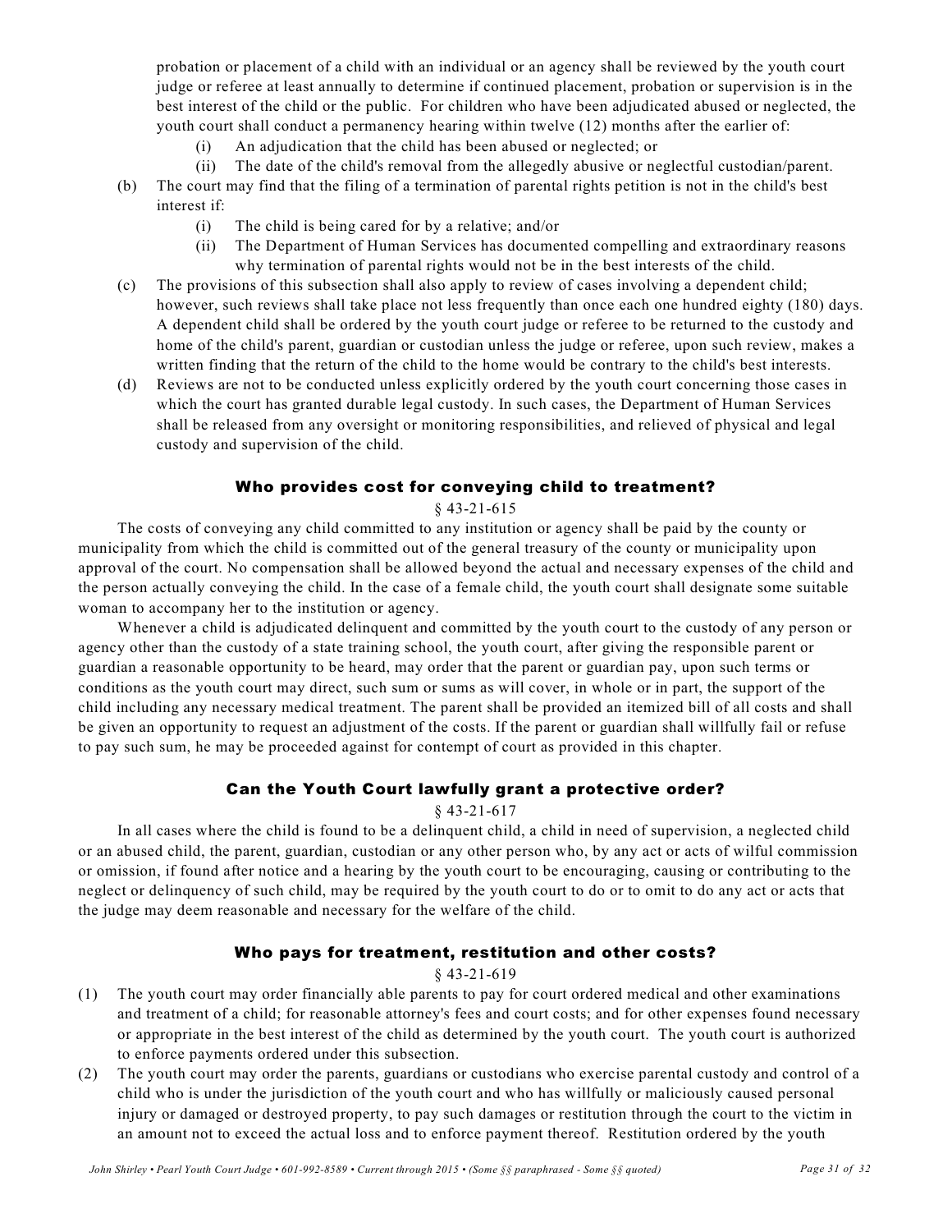probation or placement of a child with an individual or an agency shall be reviewed by the youth court judge or referee at least annually to determine if continued placement, probation or supervision is in the best interest of the child or the public. For children who have been adjudicated abused or neglected, the youth court shall conduct a permanency hearing within twelve (12) months after the earlier of:

   (i) An adjudication that the child has been abused or neglected; or
   (ii) The date of the child's removal from the allegedly abusive or neglectful custodian/parent.

(b) The court may find that the filing of a termination of parental rights petition is not in the child's best interest if:

   (i) The child is being cared for by a relative; and/or
   (ii) The Department of Human Services has documented compelling and extraordinary reasons why termination of parental rights would not be in the best interests of the child.

(c) The provisions of this subsection shall also apply to review of cases involving a dependent child; however, such reviews shall take place not less frequently than once each one hundred eighty (180) days. A dependent child shall be ordered by the youth court judge or referee to be returned to the custody and home of the child's parent, guardian or custodian unless the judge or referee, upon such review, makes a written finding that the return of the child to the home would be contrary to the child's best interests.

(d) Reviews are not to be conducted unless explicitly ordered by the youth court concerning those cases in which the court has granted durable legal custody. In such cases, the Department of Human Services shall be released from any oversight or monitoring responsibilities, and relieved of physical and legal custody and supervision of the child.

## Who provides cost for conveying child to treatment?

§ 43-21-615

The costs of conveying any child committed to any institution or agency shall be paid by the county or municipality from which the child is committed out of the general treasury of the county or municipality upon approval of the court. No compensation shall be allowed beyond the actual and necessary expenses of the child and the person actually conveying the child. In the case of a female child, the youth court shall designate some suitable woman to accompany her to the institution or agency.

Whenever a child is adjudicated delinquent and committed by the youth court to the custody of any person or agency other than the custody of a state training school, the youth court, after giving the responsible parent or guardian a reasonable opportunity to be heard, may order that the parent or guardian pay, upon such terms or conditions as the youth court may direct, such sum or sums as will cover, in whole or in part, the support of the child including any necessary medical treatment. The parent shall be provided an itemized bill of all costs and shall be given an opportunity to request an adjustment of the costs. If the parent or guardian shall willfully fail or refuse to pay such sum, he may be proceeded against for contempt of court as provided in this chapter.

## Can the Youth Court lawfully grant a protective order?

§ 43-21-617

In all cases where the child is found to be a delinquent child, a child in need of supervision, a neglected child or an abused child, the parent, guardian, custodian or any other person who, by any act or acts of wilful commission or omission, if found after notice and a hearing by the youth court to be encouraging, causing or contributing to the neglect or delinquency of such child, may be required by the youth court to do or to omit to do any act or acts that the judge may deem reasonable and necessary for the welfare of the child.

## Who pays for treatment, restitution and other costs?

§ 43-21-619

(1) The youth court may order financially able parents to pay for court ordered medical and other examinations and treatment of a child; for reasonable attorney's fees and court costs; and for other expenses found necessary or appropriate in the best interest of the child as determined by the youth court. The youth court is authorized to enforce payments ordered under this subsection.

(2) The youth court may order the parents, guardians or custodians who exercise parental custody and control of a child who is under the jurisdiction of the youth court and who has willfully or maliciously caused personal injury or damaged or destroyed property, to pay such damages or restitution through the court to the victim in an amount not to exceed the actual loss and to enforce payment thereof. Restitution ordered by the youth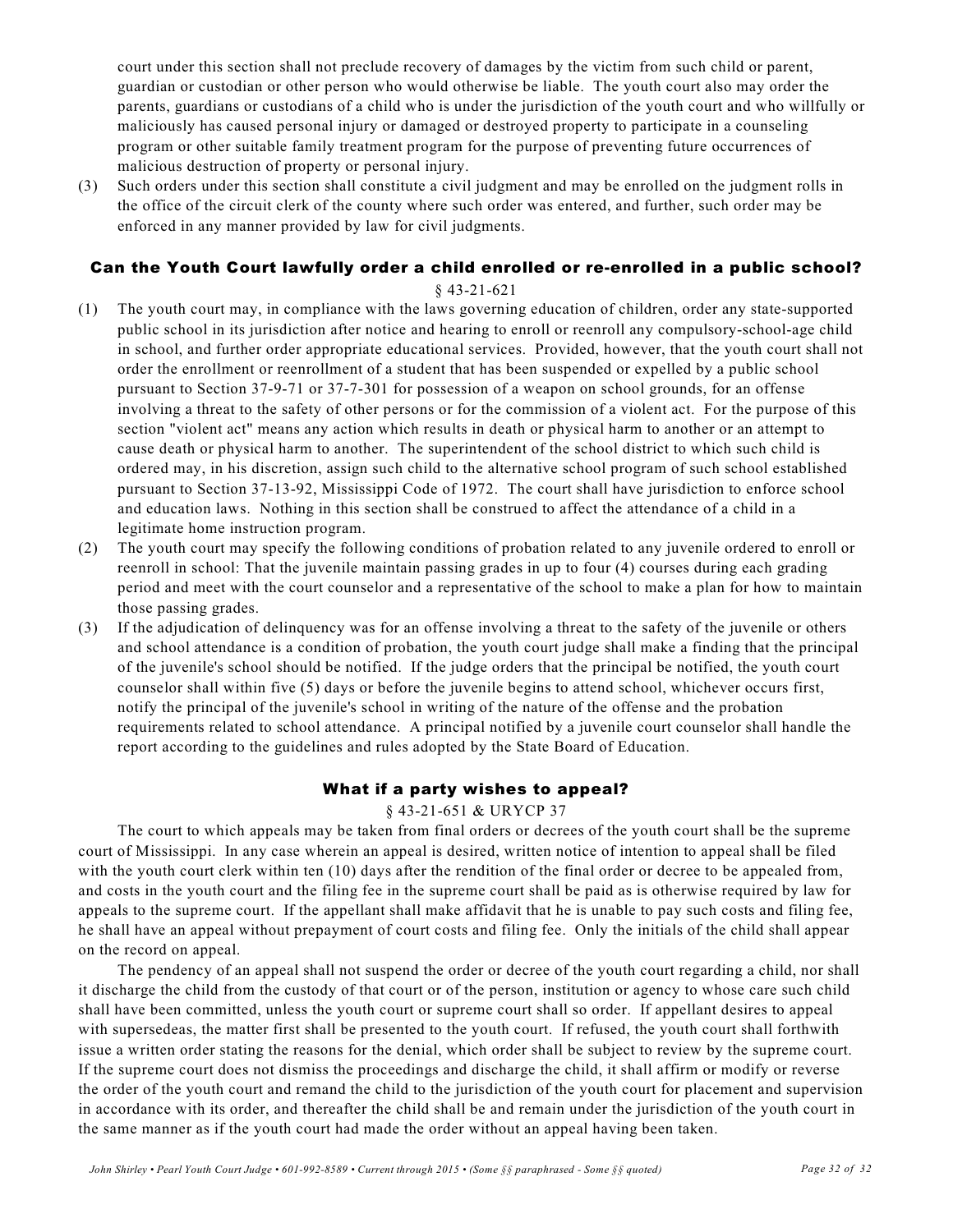court under this section shall not preclude recovery of damages by the victim from such child or parent, guardian or custodian or other person who would otherwise be liable. The youth court also may order the parents, guardians or custodians of a child who is under the jurisdiction of the youth court and who willfully or maliciously has caused personal injury or damaged or destroyed property to participate in a counseling program or other suitable family treatment program for the purpose of preventing future occurrences of malicious destruction of property or personal injury.

(3) Such orders under this section shall constitute a civil judgment and may be enrolled on the judgment rolls in the office of the circuit clerk of the county where such order was entered, and further, such order may be enforced in any manner provided by law for civil judgments.

## Can the Youth Court lawfully order a child enrolled or re-enrolled in a public school?

§ 43-21-621

(1) The youth court may, in compliance with the laws governing education of children, order any state-supported public school in its jurisdiction after notice and hearing to enroll or reenroll any compulsory-school-age child in school, and further order appropriate educational services. Provided, however, that the youth court shall not order the enrollment or reenrollment of a student that has been suspended or expelled by a public school pursuant to Section 37-9-71 or 37-7-301 for possession of a weapon on school grounds, for an offense involving a threat to the safety of other persons or for the commission of a violent act. For the purpose of this section "violent act" means any action which results in death or physical harm to another or an attempt to cause death or physical harm to another. The superintendent of the school district to which such child is ordered may, in his discretion, assign such child to the alternative school program of such school established pursuant to Section 37-13-92, Mississippi Code of 1972. The court shall have jurisdiction to enforce school and education laws. Nothing in this section shall be construed to affect the attendance of a child in a legitimate home instruction program.

(2) The youth court may specify the following conditions of probation related to any juvenile ordered to enroll or reenroll in school: That the juvenile maintain passing grades in up to four (4) courses during each grading period and meet with the court counselor and a representative of the school to make a plan for how to maintain those passing grades.

(3) If the adjudication of delinquency was for an offense involving a threat to the safety of the juvenile or others and school attendance is a condition of probation, the youth court judge shall make a finding that the principal of the juvenile's school should be notified. If the judge orders that the principal be notified, the youth court counselor shall within five (5) days or before the juvenile begins to attend school, whichever occurs first, notify the principal of the juvenile's school in writing of the nature of the offense and the probation requirements related to school attendance. A principal notified by a juvenile court counselor shall handle the report according to the guidelines and rules adopted by the State Board of Education.

## What if a party wishes to appeal?

§ 43-21-651 & URYCP 37

The court to which appeals may be taken from final orders or decrees of the youth court shall be the supreme court of Mississippi. In any case wherein an appeal is desired, written notice of intention to appeal shall be filed with the youth court clerk within ten (10) days after the rendition of the final order or decree to be appealed from, and costs in the youth court and the filing fee in the supreme court shall be paid as is otherwise required by law for appeals to the supreme court. If the appellant shall make affidavit that he is unable to pay such costs and filing fee, he shall have an appeal without prepayment of court costs and filing fee. Only the initials of the child shall appear on the record on appeal.

The pendency of an appeal shall not suspend the order or decree of the youth court regarding a child, nor shall it discharge the child from the custody of that court or of the person, institution or agency to whose care such child shall have been committed, unless the youth court or supreme court shall so order. If appellant desires to appeal with supersedeas, the matter first shall be presented to the youth court. If refused, the youth court shall forthwith issue a written order stating the reasons for the denial, which order shall be subject to review by the supreme court. If the supreme court does not dismiss the proceedings and discharge the child, it shall affirm or modify or reverse the order of the youth court and remand the child to the jurisdiction of the youth court for placement and supervision in accordance with its order, and thereafter the child shall be and remain under the jurisdiction of the youth court in the same manner as if the youth court had made the order without an appeal having been taken.